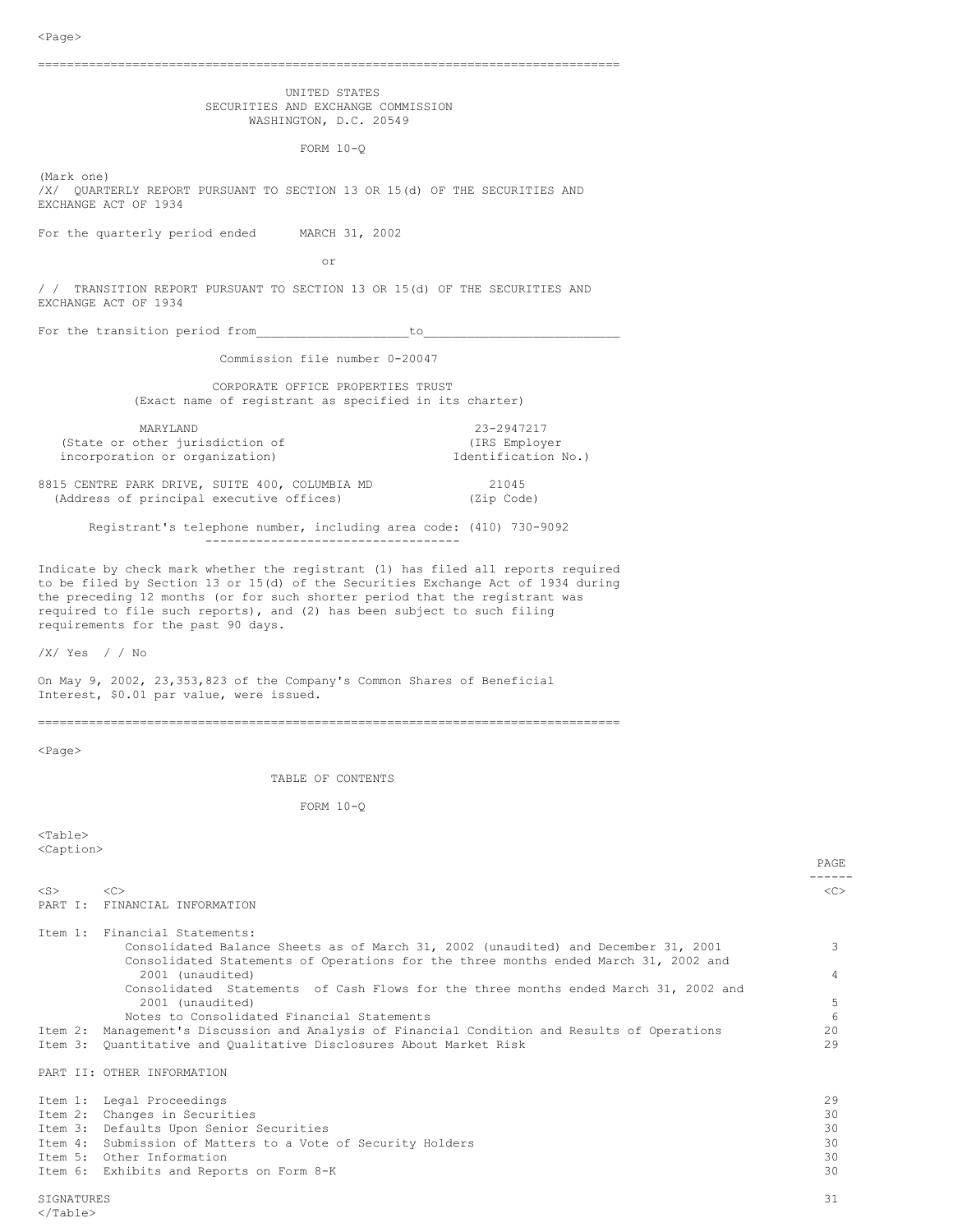UNITED STATES
SECURITIES AND EXCHANGE COMMISSION
WASHINGTON, D.C. 20549

FORM 10-Q

(Mark one)
/X/ QUARTERLY REPORT PURSUANT TO SECTION 13 OR 15(d) OF THE SECURITIES AND EXCHANGE ACT OF 1934

For the quarterly period ended MARCH 31, 2002

or

/ / TRANSITION REPORT PURSUANT TO SECTION 13 OR 15(d) OF THE SECURITIES AND EXCHANGE ACT OF 1934

For the transition period from____________________to__________________________

Commission file number 0-20047

CORPORATE OFFICE PROPERTIES TRUST
(Exact name of registrant as specified in its charter)

| MARYLAND | 23-2947217 |
|---|---|
| (State or other jurisdiction of incorporation or organization) | (IRS Employer Identification No.) |

| 8815 CENTRE PARK DRIVE, SUITE 400, COLUMBIA MD | 21045 |
|---|---|
| (Address of principal executive offices) | (Zip Code) |

Registrant's telephone number, including area code: (410) 730-9092

Indicate by check mark whether the registrant (1) has filed all reports required to be filed by Section 13 or 15(d) of the Securities Exchange Act of 1934 during the preceding 12 months (or for such shorter period that the registrant was required to file such reports), and (2) has been subject to such filing requirements for the past 90 days.

/X/ Yes / / No

On May 9, 2002, 23,353,823 of the Company's Common Shares of Beneficial Interest, $0.01 par value, were issued.

# TABLE OF CONTENTS

## FORM 10-Q

| | | PAGE |
|---|---|---|
| PART I: FINANCIAL INFORMATION | | |
| Item 1: | Financial Statements: | |
| | Consolidated Balance Sheets as of March 31, 2002 (unaudited) and December 31, 2001 | 3 |
| | Consolidated Statements of Operations for the three months ended March 31, 2002 and 2001 (unaudited) | 4 |
| | Consolidated Statements of Cash Flows for the three months ended March 31, 2002 and 2001 (unaudited) | 5 |
| | Notes to Consolidated Financial Statements | 6 |
| Item 2: | Management's Discussion and Analysis of Financial Condition and Results of Operations | 20 |
| Item 3: | Quantitative and Qualitative Disclosures About Market Risk | 29 |
| PART II: OTHER INFORMATION | | |
| Item 1: | Legal Proceedings | 29 |
| Item 2: | Changes in Securities | 30 |
| Item 3: | Defaults Upon Senior Securities | 30 |
| Item 4: | Submission of Matters to a Vote of Security Holders | 30 |
| Item 5: | Other Information | 30 |
| Item 6: | Exhibits and Reports on Form 8-K | 30 |
| SIGNATURES | | 31 |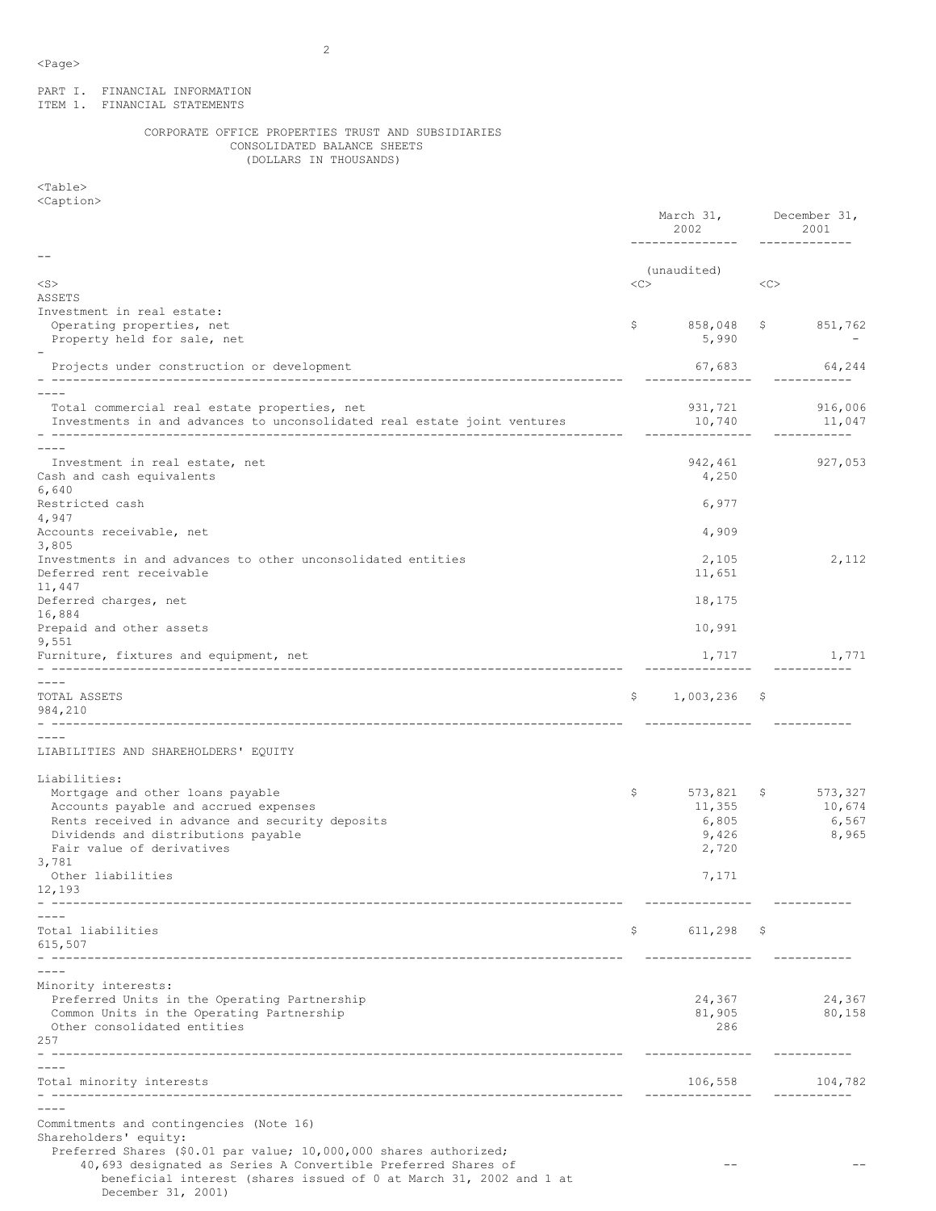PART I. FINANCIAL INFORMATION
ITEM 1. FINANCIAL STATEMENTS

## CORPORATE OFFICE PROPERTIES TRUST AND SUBSIDIARIES
### CONSOLIDATED BALANCE SHEETS
### (DOLLARS IN THOUSANDS)

| | March 31, 2002 | December 31, 2001 |
|---|---|---|
| | (unaudited) | |
| **ASSETS** | | |
| Investment in real estate: | | |
| Operating properties, net | $ 858,048 | $ 851,762 |
| Property held for sale, net | 5,990 | - |
| Projects under construction or development | 67,683 | 64,244 |
| Total commercial real estate properties, net | 931,721 | 916,006 |
| Investments in and advances to unconsolidated real estate joint ventures | 10,740 | 11,047 |
| Investment in real estate, net | 942,461 | 927,053 |
| Cash and cash equivalents | 4,250 | 6,640 |
| Restricted cash | 6,977 | 4,947 |
| Accounts receivable, net | 4,909 | 3,805 |
| Investments in and advances to other unconsolidated entities | 2,105 | 2,112 |
| Deferred rent receivable | 11,651 | 11,447 |
| Deferred charges, net | 18,175 | 16,884 |
| Prepaid and other assets | 10,991 | 9,551 |
| Furniture, fixtures and equipment, net | 1,717 | 1,771 |
| TOTAL ASSETS | $ 1,003,236 | $ 984,210 |
| **LIABILITIES AND SHAREHOLDERS' EQUITY** | | |
| Liabilities: | | |
| Mortgage and other loans payable | $ 573,821 | $ 573,327 |
| Accounts payable and accrued expenses | 11,355 | 10,674 |
| Rents received in advance and security deposits | 6,805 | 6,567 |
| Dividends and distributions payable | 9,426 | 8,965 |
| Fair value of derivatives | 2,720 | 3,781 |
| Other liabilities | 7,171 | 12,193 |
| Total liabilities | $ 611,298 | $ 615,507 |
| Minority interests: | | |
| Preferred Units in the Operating Partnership | 24,367 | 24,367 |
| Common Units in the Operating Partnership | 81,905 | 80,158 |
| Other consolidated entities | 286 | 257 |
| Total minority interests | 106,558 | 104,782 |
| Commitments and contingencies (Note 16) | | |
| Shareholders' equity: | | |
| Preferred Shares ($0.01 par value; 10,000,000 shares authorized; 40,693 designated as Series A Convertible Preferred Shares of beneficial interest (shares issued of 0 at March 31, 2002 and 1 at December 31, 2001) | -- | -- |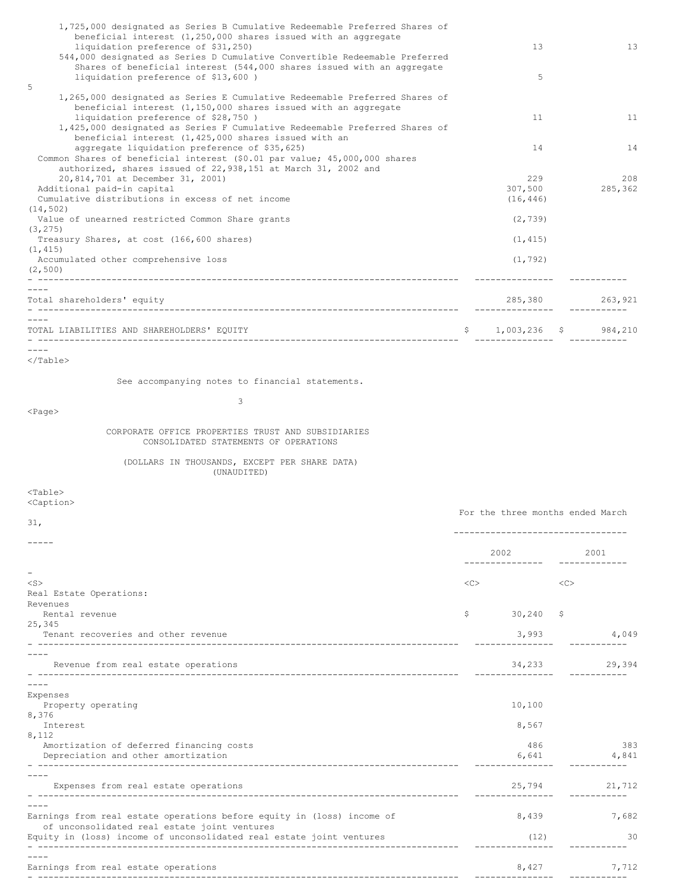| | | |
|---|---|---|
| 1,725,000 designated as Series B Cumulative Redeemable Preferred Shares of beneficial interest (1,250,000 shares issued with an aggregate liquidation preference of $31,250) | 13 | 13 |
| 544,000 designated as Series D Cumulative Convertible Redeemable Preferred Shares of beneficial interest (544,000 shares issued with an aggregate liquidation preference of $13,600 ) | 5 | 5 |
| 1,265,000 designated as Series E Cumulative Redeemable Preferred Shares of beneficial interest (1,150,000 shares issued with an aggregate liquidation preference of $28,750 ) | 11 | 11 |
| 1,425,000 designated as Series F Cumulative Redeemable Preferred Shares of beneficial interest (1,425,000 shares issued with an aggregate liquidation preference of $35,625) | 14 | 14 |
| Common Shares of beneficial interest ($0.01 par value; 45,000,000 shares authorized, shares issued of 22,938,151 at March 31, 2002 and 20,814,701 at December 31, 2001) | 229 | 208 |
| Additional paid-in capital | 307,500 | 285,362 |
| Cumulative distributions in excess of net income | (16,446) | (14,502) |
| Value of unearned restricted Common Share grants | (2,739) | (3,275) |
| Treasury Shares, at cost (166,600 shares) | (1,415) | (1,415) |
| Accumulated other comprehensive loss | (1,792) | (2,500) |
| Total shareholders' equity | 285,380 | 263,921 |
| TOTAL LIABILITIES AND SHAREHOLDERS' EQUITY | $ 1,003,236 | $ 984,210 |

See accompanying notes to financial statements.

## CORPORATE OFFICE PROPERTIES TRUST AND SUBSIDIARIES
## CONSOLIDATED STATEMENTS OF OPERATIONS

(DOLLARS IN THOUSANDS, EXCEPT PER SHARE DATA)
(UNAUDITED)

| | For the three months ended March 31, | |
|---|---|---|
| | 2002 | 2001 |
| Real Estate Operations: | | |
| Revenues | | |
| Rental revenue | $ 30,240 | $ 25,345 |
| Tenant recoveries and other revenue | 3,993 | 4,049 |
| Revenue from real estate operations | 34,233 | 29,394 |
| Expenses | | |
| Property operating | 10,100 | 8,376 |
| Interest | 8,567 | 8,112 |
| Amortization of deferred financing costs | 486 | 383 |
| Depreciation and other amortization | 6,641 | 4,841 |
| Expenses from real estate operations | 25,794 | 21,712 |
| Earnings from real estate operations before equity in (loss) income of of unconsolidated real estate joint ventures | 8,439 | 7,682 |
| Equity in (loss) income of unconsolidated real estate joint ventures | (12) | 30 |
| Earnings from real estate operations | 8,427 | 7,712 |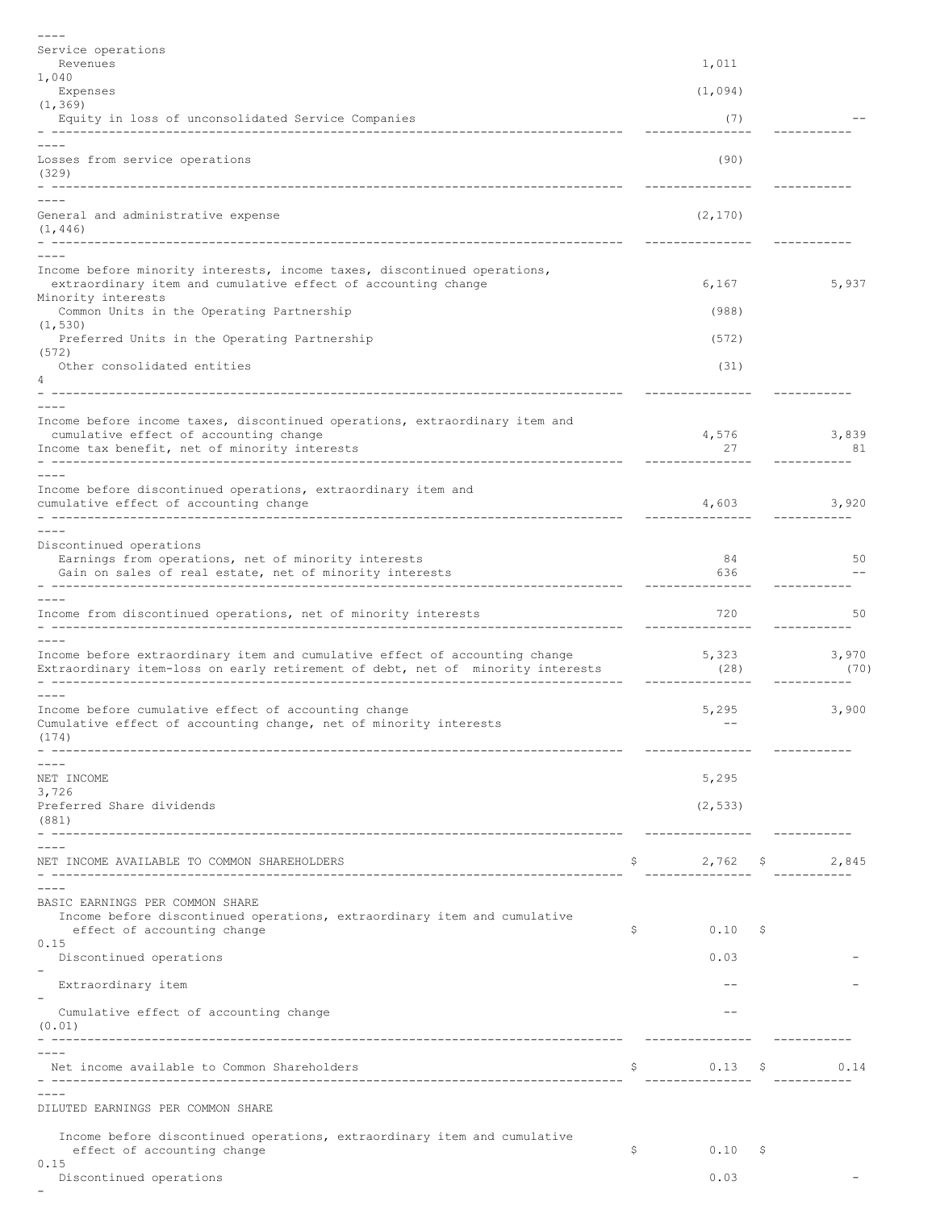| | | |
|---|---|---|
| Service operations | | |
| Revenues | 1,011 | 1,040 |
| Expenses | (1,094) | (1,369) |
| Equity in loss of unconsolidated Service Companies | (7) | -- |
| Losses from service operations | (90) | (329) |
| General and administrative expense | (2,170) | (1,446) |
| Income before minority interests, income taxes, discontinued operations, extraordinary item and cumulative effect of accounting change | 6,167 | 5,937 |
| Minority interests | | |
| Common Units in the Operating Partnership | (988) | (1,530) |
| Preferred Units in the Operating Partnership | (572) | (572) |
| Other consolidated entities | (31) | 4 |
| Income before income taxes, discontinued operations, extraordinary item and cumulative effect of accounting change | 4,576 | 3,839 |
| Income tax benefit, net of minority interests | 27 | 81 |
| Income before discontinued operations, extraordinary item and cumulative effect of accounting change | 4,603 | 3,920 |
| Discontinued operations | | |
| Earnings from operations, net of minority interests | 84 | 50 |
| Gain on sales of real estate, net of minority interests | 636 | -- |
| Income from discontinued operations, net of minority interests | 720 | 50 |
| Income before extraordinary item and cumulative effect of accounting change | 5,323 | 3,970 |
| Extraordinary item-loss on early retirement of debt, net of minority interests | (28) | (70) |
| Income before cumulative effect of accounting change | 5,295 | 3,900 |
| Cumulative effect of accounting change, net of minority interests | -- | (174) |
| NET INCOME | 5,295 | 3,726 |
| Preferred Share dividends | (2,533) | (881) |
| NET INCOME AVAILABLE TO COMMON SHAREHOLDERS | $ 2,762 | $ 2,845 |
| BASIC EARNINGS PER COMMON SHARE | | |
| Income before discontinued operations, extraordinary item and cumulative effect of accounting change | $ 0.10 | $ 0.15 |
| Discontinued operations | 0.03 | - |
| Extraordinary item | -- | - |
| Cumulative effect of accounting change | -- | (0.01) |
| Net income available to Common Shareholders | $ 0.13 | $ 0.14 |
| DILUTED EARNINGS PER COMMON SHARE | | |
| Income before discontinued operations, extraordinary item and cumulative effect of accounting change | $ 0.10 | $ 0.15 |
| Discontinued operations | 0.03 | - |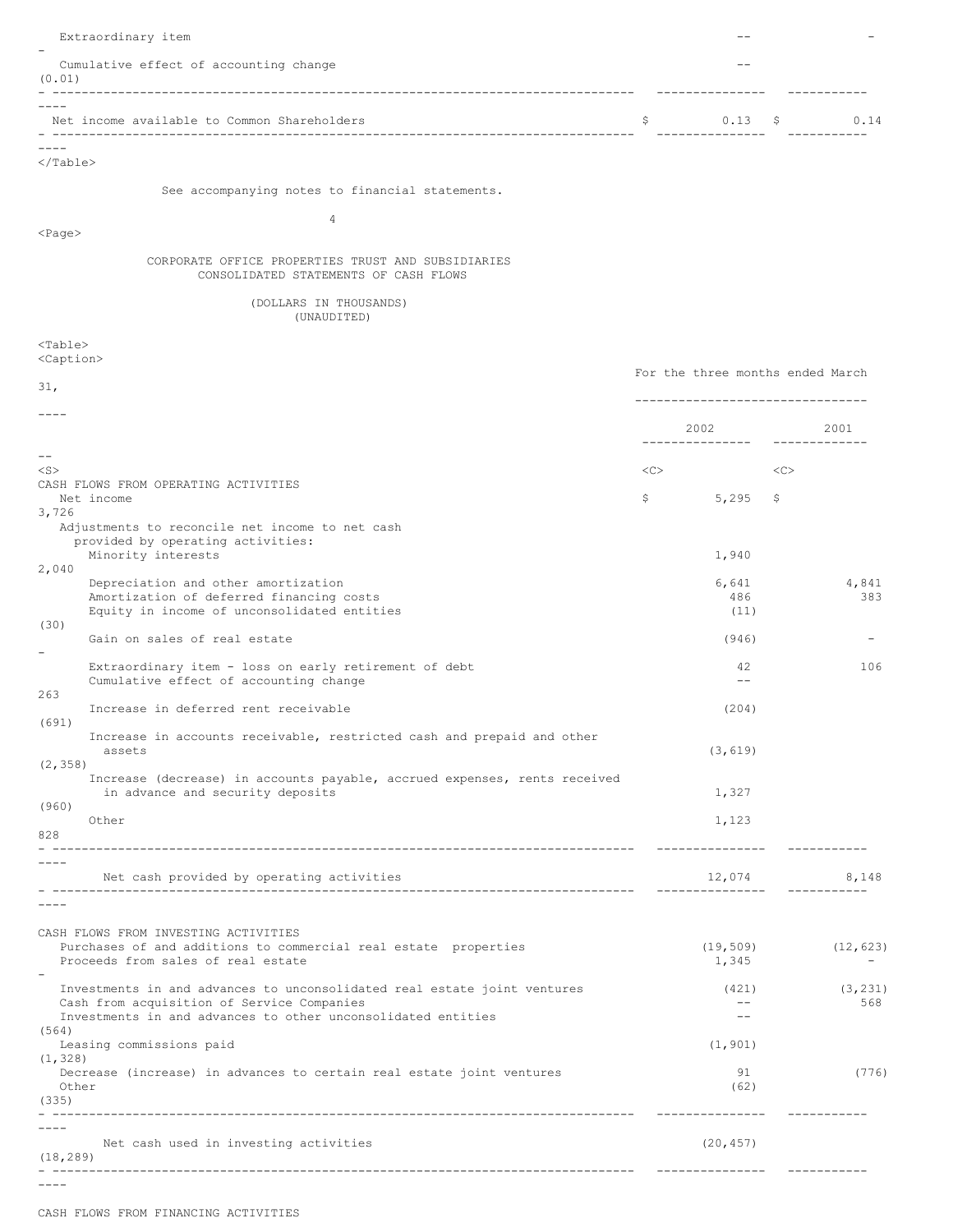| | | |
|---|---|---|
| Extraordinary item | -- | - |
| Cumulative effect of accounting change | -- | (0.01) |
| Net income available to Common Shareholders | $ 0.13 | $ 0.14 |

See accompanying notes to financial statements.

## CORPORATE OFFICE PROPERTIES TRUST AND SUBSIDIARIES
## CONSOLIDATED STATEMENTS OF CASH FLOWS

(DOLLARS IN THOUSANDS)
(UNAUDITED)

| | For the three months ended March 31, | |
|---|---|---|
| | 2002 | 2001 |
| **CASH FLOWS FROM OPERATING ACTIVITIES** | | |
| Net income | $ 5,295 | $ 3,726 |
| Adjustments to reconcile net income to net cash provided by operating activities: | | |
| Minority interests | 1,940 | 2,040 |
| Depreciation and other amortization | 6,641 | 4,841 |
| Amortization of deferred financing costs | 486 | 383 |
| Equity in income of unconsolidated entities | (11) | (30) |
| Gain on sales of real estate | (946) | - |
| Extraordinary item - loss on early retirement of debt | 42 | 106 |
| Cumulative effect of accounting change | -- | 263 |
| Increase in deferred rent receivable | (204) | (691) |
| Increase in accounts receivable, restricted cash and prepaid and other assets | (3,619) | (2,358) |
| Increase (decrease) in accounts payable, accrued expenses, rents received in advance and security deposits | 1,327 | (960) |
| Other | 1,123 | 828 |
| Net cash provided by operating activities | 12,074 | 8,148 |
| **CASH FLOWS FROM INVESTING ACTIVITIES** | | |
| Purchases of and additions to commercial real estate properties | (19,509) | (12,623) |
| Proceeds from sales of real estate | 1,345 | - |
| Investments in and advances to unconsolidated real estate joint ventures | (421) | (3,231) |
| Cash from acquisition of Service Companies | -- | 568 |
| Investments in and advances to other unconsolidated entities | -- | (564) |
| Leasing commissions paid | (1,901) | (1,328) |
| Decrease (increase) in advances to certain real estate joint ventures | 91 | (776) |
| Other | (62) | (335) |
| Net cash used in investing activities | (20,457) | (18,289) |

CASH FLOWS FROM FINANCING ACTIVITIES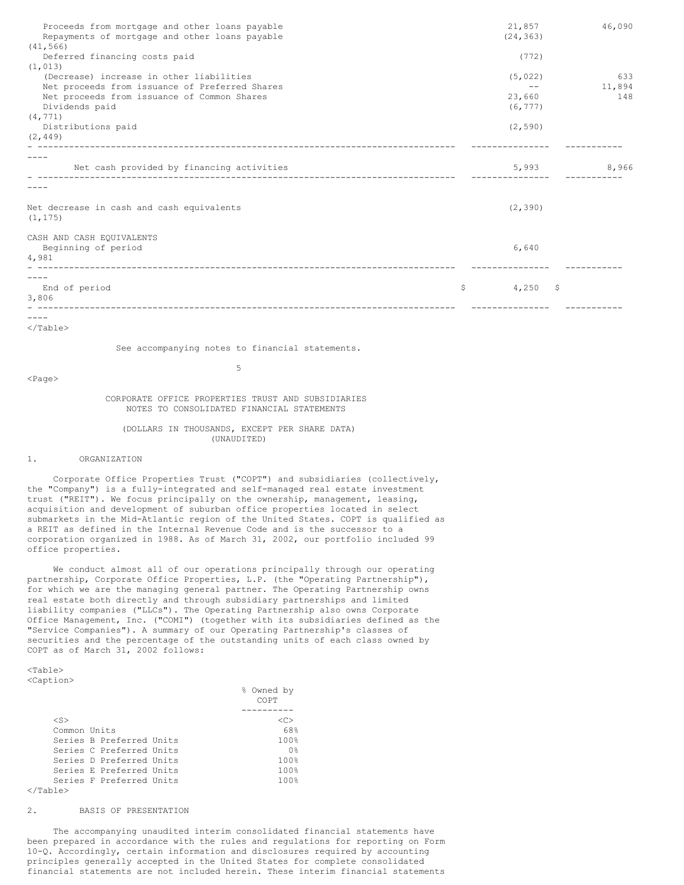| | | |
|---|---|---|
| Proceeds from mortgage and other loans payable | 21,857 | 46,090 |
| Repayments of mortgage and other loans payable | (24,363) | (41,566) |
| Deferred financing costs paid | (772) | (1,013) |
| (Decrease) increase in other liabilities | (5,022) | 633 |
| Net proceeds from issuance of Preferred Shares | -- | 11,894 |
| Net proceeds from issuance of Common Shares | 23,660 | 148 |
| Dividends paid | (6,777) | (4,771) |
| Distributions paid | (2,590) | (2,449) |
| Net cash provided by financing activities | 5,993 | 8,966 |
| Net decrease in cash and cash equivalents | (2,390) | (1,175) |
| CASH AND CASH EQUIVALENTS | | |
| Beginning of period | 6,640 | 4,981 |
| End of period | $ 4,250 | $ 3,806 |

See accompanying notes to financial statements.

# CORPORATE OFFICE PROPERTIES TRUST AND SUBSIDIARIES
## NOTES TO CONSOLIDATED FINANCIAL STATEMENTS

(DOLLARS IN THOUSANDS, EXCEPT PER SHARE DATA)
(UNAUDITED)

## 1. ORGANIZATION

Corporate Office Properties Trust ("COPT") and subsidiaries (collectively, the "Company") is a fully-integrated and self-managed real estate investment trust ("REIT"). We focus principally on the ownership, management, leasing, acquisition and development of suburban office properties located in select submarkets in the Mid-Atlantic region of the United States. COPT is qualified as a REIT as defined in the Internal Revenue Code and is the successor to a corporation organized in 1988. As of March 31, 2002, our portfolio included 99 office properties.

We conduct almost all of our operations principally through our operating partnership, Corporate Office Properties, L.P. (the "Operating Partnership"), for which we are the managing general partner. The Operating Partnership owns real estate both directly and through subsidiary partnerships and limited liability companies ("LLCs"). The Operating Partnership also owns Corporate Office Management, Inc. ("COMI") (together with its subsidiaries defined as the "Service Companies"). A summary of our Operating Partnership's classes of securities and the percentage of the outstanding units of each class owned by COPT as of March 31, 2002 follows:

| | % Owned by COPT |
|---|---|
| Common Units | 68% |
| Series B Preferred Units | 100% |
| Series C Preferred Units | 0% |
| Series D Preferred Units | 100% |
| Series E Preferred Units | 100% |
| Series F Preferred Units | 100% |

## 2. BASIS OF PRESENTATION

The accompanying unaudited interim consolidated financial statements have been prepared in accordance with the rules and regulations for reporting on Form 10-Q. Accordingly, certain information and disclosures required by accounting principles generally accepted in the United States for complete consolidated financial statements are not included herein. These interim financial statements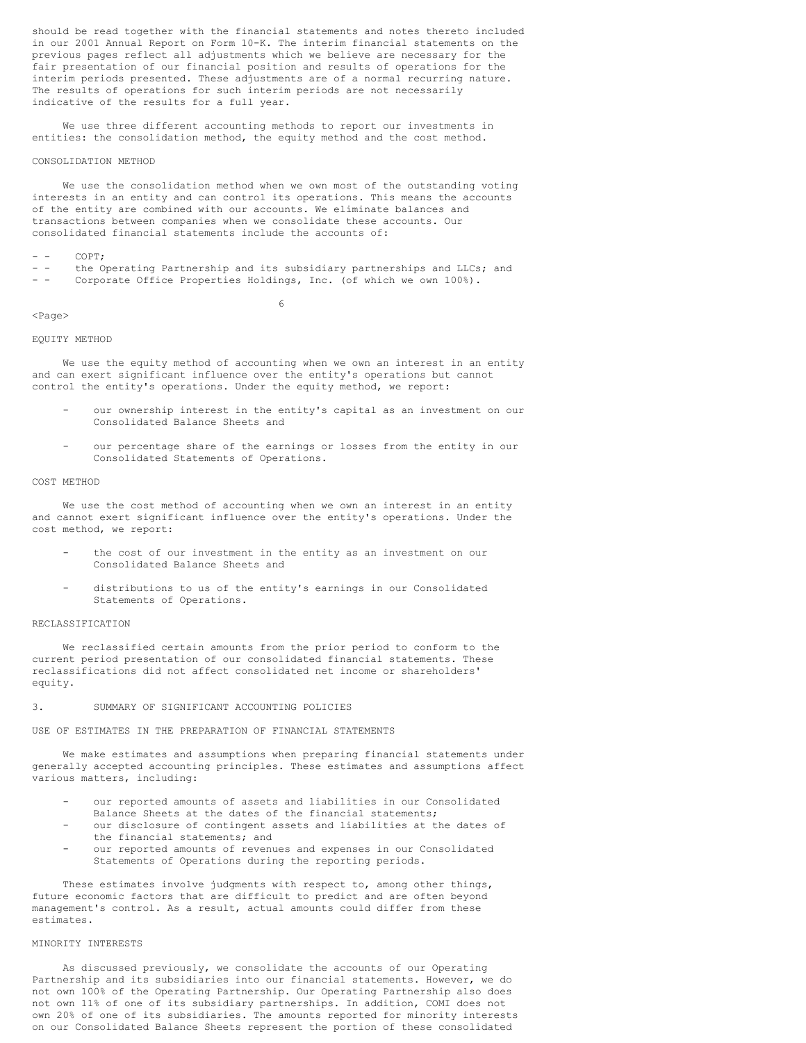should be read together with the financial statements and notes thereto included in our 2001 Annual Report on Form 10-K. The interim financial statements on the previous pages reflect all adjustments which we believe are necessary for the fair presentation of our financial position and results of operations for the interim periods presented. These adjustments are of a normal recurring nature. The results of operations for such interim periods are not necessarily indicative of the results for a full year.

We use three different accounting methods to report our investments in entities: the consolidation method, the equity method and the cost method.

CONSOLIDATION METHOD

We use the consolidation method when we own most of the outstanding voting interests in an entity and can control its operations. This means the accounts of the entity are combined with our accounts. We eliminate balances and transactions between companies when we consolidate these accounts. Our consolidated financial statements include the accounts of:

- COPT;
- the Operating Partnership and its subsidiary partnerships and LLCs; and
- Corporate Office Properties Holdings, Inc. (of which we own 100%).

EQUITY METHOD

We use the equity method of accounting when we own an interest in an entity and can exert significant influence over the entity's operations but cannot control the entity's operations. Under the equity method, we report:

- our ownership interest in the entity's capital as an investment on our Consolidated Balance Sheets and
- our percentage share of the earnings or losses from the entity in our Consolidated Statements of Operations.

COST METHOD

We use the cost method of accounting when we own an interest in an entity and cannot exert significant influence over the entity's operations. Under the cost method, we report:

- the cost of our investment in the entity as an investment on our Consolidated Balance Sheets and
- distributions to us of the entity's earnings in our Consolidated Statements of Operations.

RECLASSIFICATION

We reclassified certain amounts from the prior period to conform to the current period presentation of our consolidated financial statements. These reclassifications did not affect consolidated net income or shareholders' equity.

3. SUMMARY OF SIGNIFICANT ACCOUNTING POLICIES

USE OF ESTIMATES IN THE PREPARATION OF FINANCIAL STATEMENTS

We make estimates and assumptions when preparing financial statements under generally accepted accounting principles. These estimates and assumptions affect various matters, including:

- our reported amounts of assets and liabilities in our Consolidated Balance Sheets at the dates of the financial statements;
- our disclosure of contingent assets and liabilities at the dates of the financial statements; and
- our reported amounts of revenues and expenses in our Consolidated Statements of Operations during the reporting periods.

These estimates involve judgments with respect to, among other things, future economic factors that are difficult to predict and are often beyond management's control. As a result, actual amounts could differ from these estimates.

MINORITY INTERESTS

As discussed previously, we consolidate the accounts of our Operating Partnership and its subsidiaries into our financial statements. However, we do not own 100% of the Operating Partnership. Our Operating Partnership also does not own 11% of one of its subsidiary partnerships. In addition, COMI does not own 20% of one of its subsidiaries. The amounts reported for minority interests on our Consolidated Balance Sheets represent the portion of these consolidated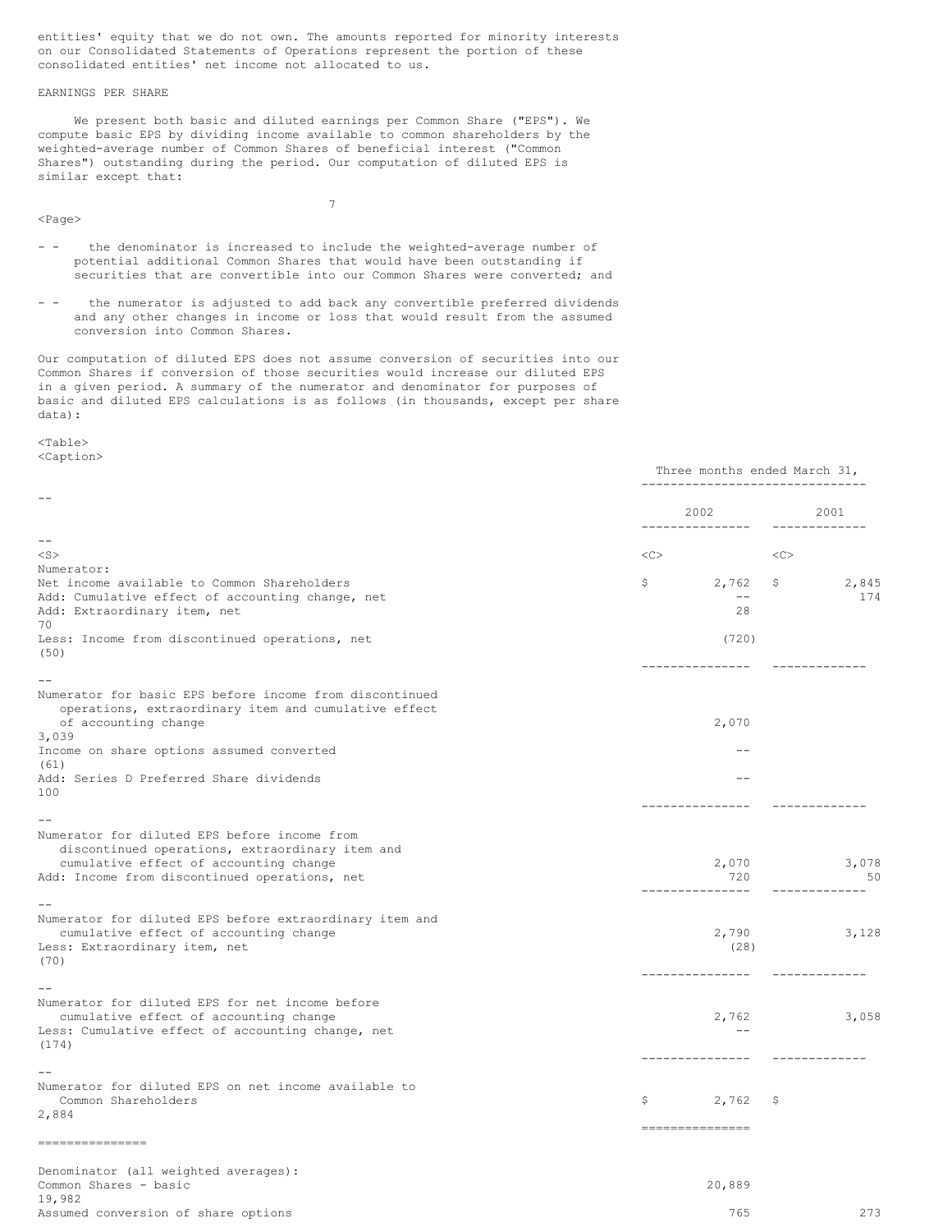entities' equity that we do not own. The amounts reported for minority interests on our Consolidated Statements of Operations represent the portion of these consolidated entities' net income not allocated to us.

EARNINGS PER SHARE

We present both basic and diluted earnings per Common Share ("EPS"). We compute basic EPS by dividing income available to common shareholders by the weighted-average number of Common Shares of beneficial interest ("Common Shares") outstanding during the period. Our computation of diluted EPS is similar except that:

- the denominator is increased to include the weighted-average number of potential additional Common Shares that would have been outstanding if securities that are convertible into our Common Shares were converted; and

- the numerator is adjusted to add back any convertible preferred dividends and any other changes in income or loss that would result from the assumed conversion into Common Shares.

Our computation of diluted EPS does not assume conversion of securities into our Common Shares if conversion of those securities would increase our diluted EPS in a given period. A summary of the numerator and denominator for purposes of basic and diluted EPS calculations is as follows (in thousands, except per share data):

| | Three months ended March 31, | |
|---|---|---|
| | 2002 | 2001 |
| **Numerator:** | | |
| Net income available to Common Shareholders | $ 2,762 | $ 2,845 |
| Add: Cumulative effect of accounting change, net | -- | 174 |
| Add: Extraordinary item, net | 28 | 70 |
| Less: Income from discontinued operations, net | (720) | (50) |
| Numerator for basic EPS before income from discontinued operations, extraordinary item and cumulative effect of accounting change | 2,070 | 3,039 |
| Income on share options assumed converted | -- | (61) |
| Add: Series D Preferred Share dividends | -- | 100 |
| Numerator for diluted EPS before income from discontinued operations, extraordinary item and cumulative effect of accounting change | 2,070 | 3,078 |
| Add: Income from discontinued operations, net | 720 | 50 |
| Numerator for diluted EPS before extraordinary item and cumulative effect of accounting change | 2,790 | 3,128 |
| Less: Extraordinary item, net | (28) | (70) |
| Numerator for diluted EPS for net income before cumulative effect of accounting change | 2,762 | 3,058 |
| Less: Cumulative effect of accounting change, net | -- | (174) |
| Numerator for diluted EPS on net income available to Common Shareholders | $ 2,762 | $ 2,884 |
| **Denominator (all weighted averages):** | | |
| Common Shares - basic | 20,889 | 19,982 |
| Assumed conversion of share options | 765 | 273 |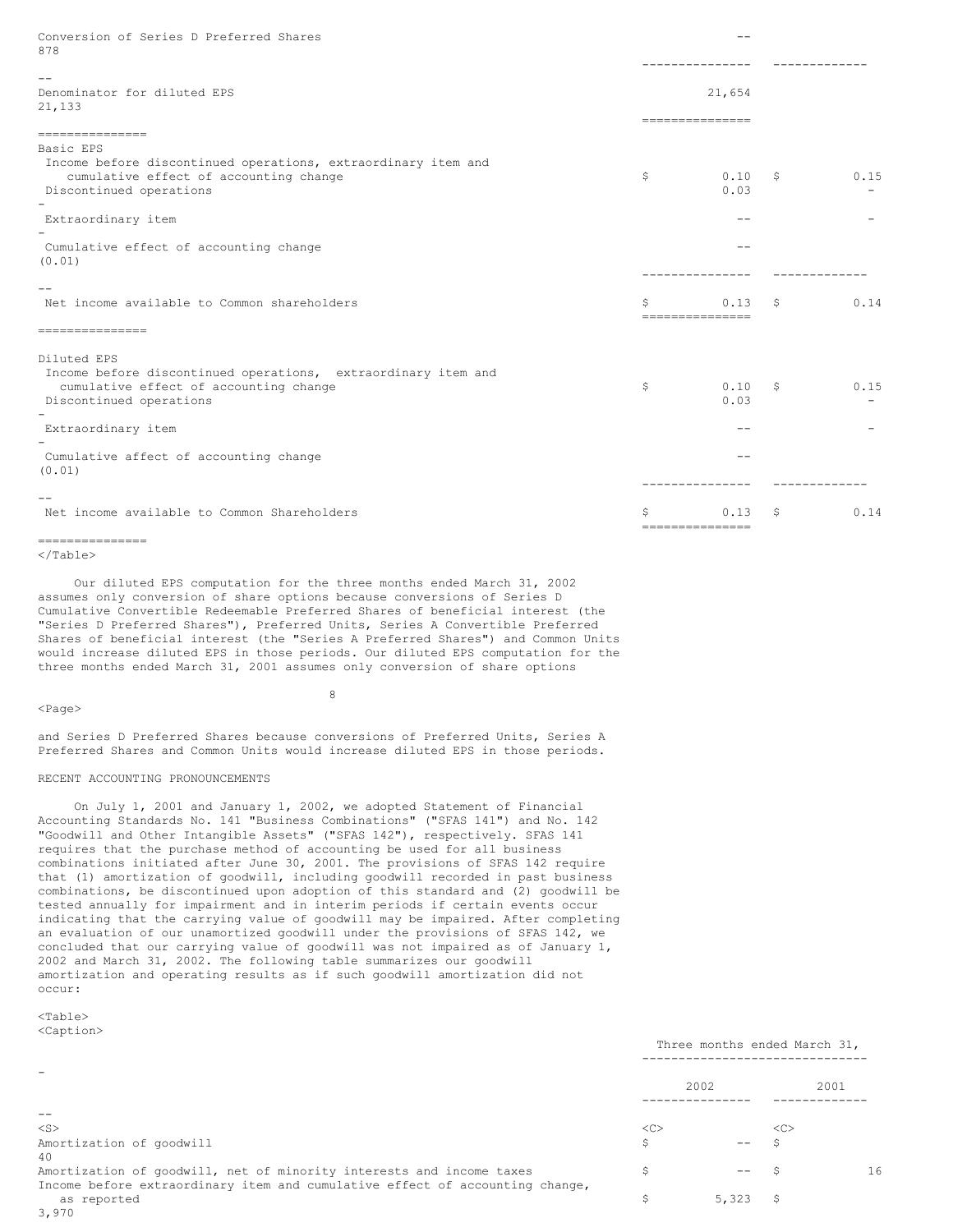| | 2002 | 2001 |
|---|---|---|
| Conversion of Series D Preferred Shares | -- | 878 |
| Denominator for diluted EPS | 21,654 | 21,133 |
| **Basic EPS** | | |
| Income before discontinued operations, extraordinary item and cumulative effect of accounting change | $ 0.10 | $ 0.15 |
| Discontinued operations | 0.03 | - |
| Extraordinary item | -- | - |
| Cumulative effect of accounting change | -- | (0.01) |
| Net income available to Common shareholders | $ 0.13 | $ 0.14 |
| **Diluted EPS** | | |
| Income before discontinued operations, extraordinary item and cumulative effect of accounting change | $ 0.10 | $ 0.15 |
| Discontinued operations | 0.03 | - |
| Extraordinary item | -- | - |
| Cumulative affect of accounting change | -- | (0.01) |
| Net income available to Common Shareholders | $ 0.13 | $ 0.14 |

Our diluted EPS computation for the three months ended March 31, 2002 assumes only conversion of share options because conversions of Series D Cumulative Convertible Redeemable Preferred Shares of beneficial interest (the "Series D Preferred Shares"), Preferred Units, Series A Convertible Preferred Shares of beneficial interest (the "Series A Preferred Shares") and Common Units would increase diluted EPS in those periods. Our diluted EPS computation for the three months ended March 31, 2001 assumes only conversion of share options and Series D Preferred Shares because conversions of Preferred Units, Series A Preferred Shares and Common Units would increase diluted EPS in those periods.

RECENT ACCOUNTING PRONOUNCEMENTS

On July 1, 2001 and January 1, 2002, we adopted Statement of Financial Accounting Standards No. 141 "Business Combinations" ("SFAS 141") and No. 142 "Goodwill and Other Intangible Assets" ("SFAS 142"), respectively. SFAS 141 requires that the purchase method of accounting be used for all business combinations initiated after June 30, 2001. The provisions of SFAS 142 require that (1) amortization of goodwill, including goodwill recorded in past business combinations, be discontinued upon adoption of this standard and (2) goodwill be tested annually for impairment and in interim periods if certain events occur indicating that the carrying value of goodwill may be impaired. After completing an evaluation of our unamortized goodwill under the provisions of SFAS 142, we concluded that our carrying value of goodwill was not impaired as of January 1, 2002 and March 31, 2002. The following table summarizes our goodwill amortization and operating results as if such goodwill amortization did not occur:

| | Three months ended March 31, | |
|---|---|---|
| | 2002 | 2001 |
| Amortization of goodwill | $ -- | $ 40 |
| Amortization of goodwill, net of minority interests and income taxes | $ -- | $ 16 |
| Income before extraordinary item and cumulative effect of accounting change, as reported | $ 5,323 | $ 3,970 |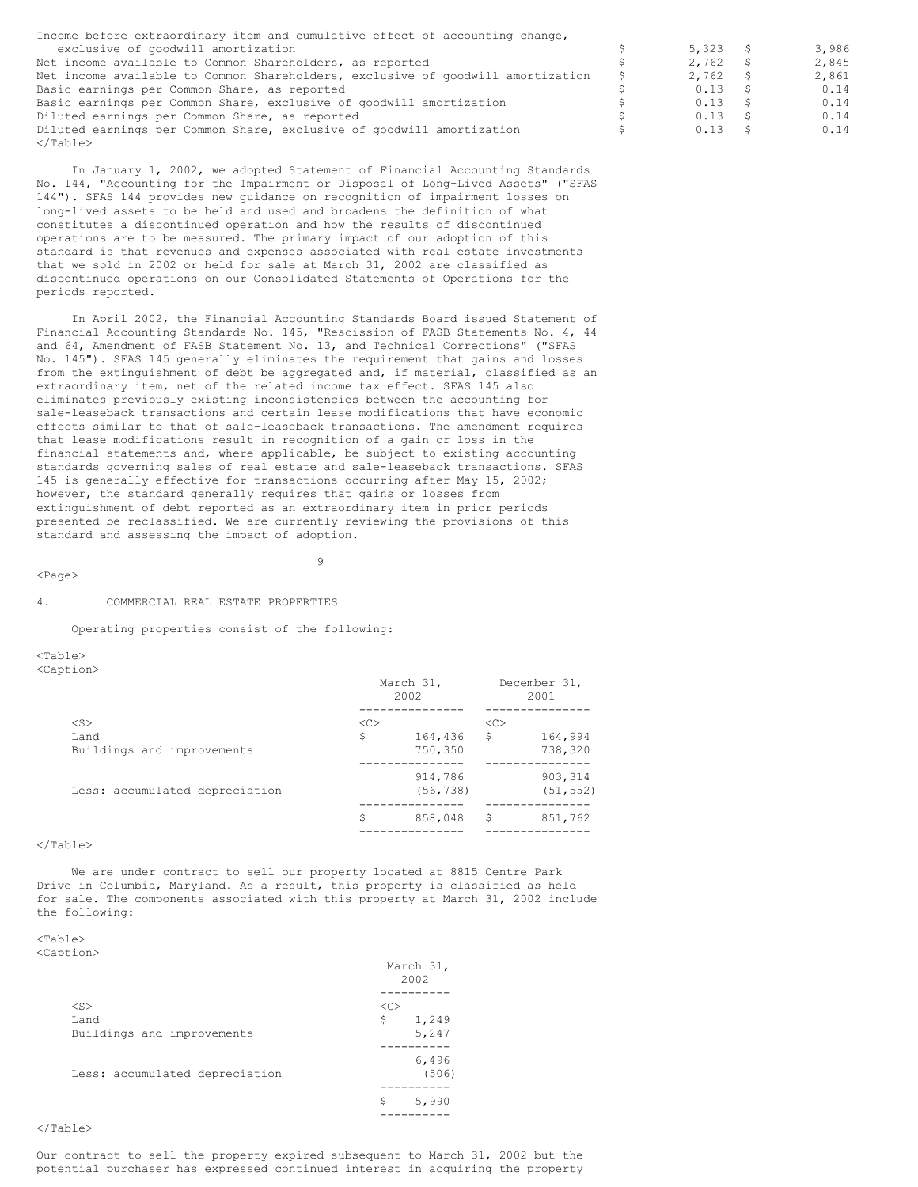| | | |
|---|---|---|
| Income before extraordinary item and cumulative effect of accounting change, exclusive of goodwill amortization | $ 5,323 | $ 3,986 |
| Net income available to Common Shareholders, as reported | $ 2,762 | $ 2,845 |
| Net income available to Common Shareholders, exclusive of goodwill amortization | $ 2,762 | $ 2,861 |
| Basic earnings per Common Share, as reported | $ 0.13 | $ 0.14 |
| Basic earnings per Common Share, exclusive of goodwill amortization | $ 0.13 | $ 0.14 |
| Diluted earnings per Common Share, as reported | $ 0.13 | $ 0.14 |
| Diluted earnings per Common Share, exclusive of goodwill amortization | $ 0.13 | $ 0.14 |

In January 1, 2002, we adopted Statement of Financial Accounting Standards No. 144, "Accounting for the Impairment or Disposal of Long-Lived Assets" ("SFAS 144"). SFAS 144 provides new guidance on recognition of impairment losses on long-lived assets to be held and used and broadens the definition of what constitutes a discontinued operation and how the results of discontinued operations are to be measured. The primary impact of our adoption of this standard is that revenues and expenses associated with real estate investments that we sold in 2002 or held for sale at March 31, 2002 are classified as discontinued operations on our Consolidated Statements of Operations for the periods reported.

In April 2002, the Financial Accounting Standards Board issued Statement of Financial Accounting Standards No. 145, "Rescission of FASB Statements No. 4, 44 and 64, Amendment of FASB Statement No. 13, and Technical Corrections" ("SFAS No. 145"). SFAS 145 generally eliminates the requirement that gains and losses from the extinguishment of debt be aggregated and, if material, classified as an extraordinary item, net of the related income tax effect. SFAS 145 also eliminates previously existing inconsistencies between the accounting for sale-leaseback transactions and certain lease modifications that have economic effects similar to that of sale-leaseback transactions. The amendment requires that lease modifications result in recognition of a gain or loss in the financial statements and, where applicable, be subject to existing accounting standards governing sales of real estate and sale-leaseback transactions. SFAS 145 is generally effective for transactions occurring after May 15, 2002; however, the standard generally requires that gains or losses from extinguishment of debt reported as an extraordinary item in prior periods presented be reclassified. We are currently reviewing the provisions of this standard and assessing the impact of adoption.

## 4. COMMERCIAL REAL ESTATE PROPERTIES

Operating properties consist of the following:

| | March 31, 2002 | December 31, 2001 |
|---|---|---|
| Land | $ 164,436 | $ 164,994 |
| Buildings and improvements | 750,350 | 738,320 |
| | 914,786 | 903,314 |
| Less: accumulated depreciation | (56,738) | (51,552) |
| | $ 858,048 | $ 851,762 |

We are under contract to sell our property located at 8815 Centre Park Drive in Columbia, Maryland. As a result, this property is classified as held for sale. The components associated with this property at March 31, 2002 include the following:

| | March 31, 2002 |
|---|---|
| Land | $ 1,249 |
| Buildings and improvements | 5,247 |
| | 6,496 |
| Less: accumulated depreciation | (506) |
| | $ 5,990 |

Our contract to sell the property expired subsequent to March 31, 2002 but the potential purchaser has expressed continued interest in acquiring the property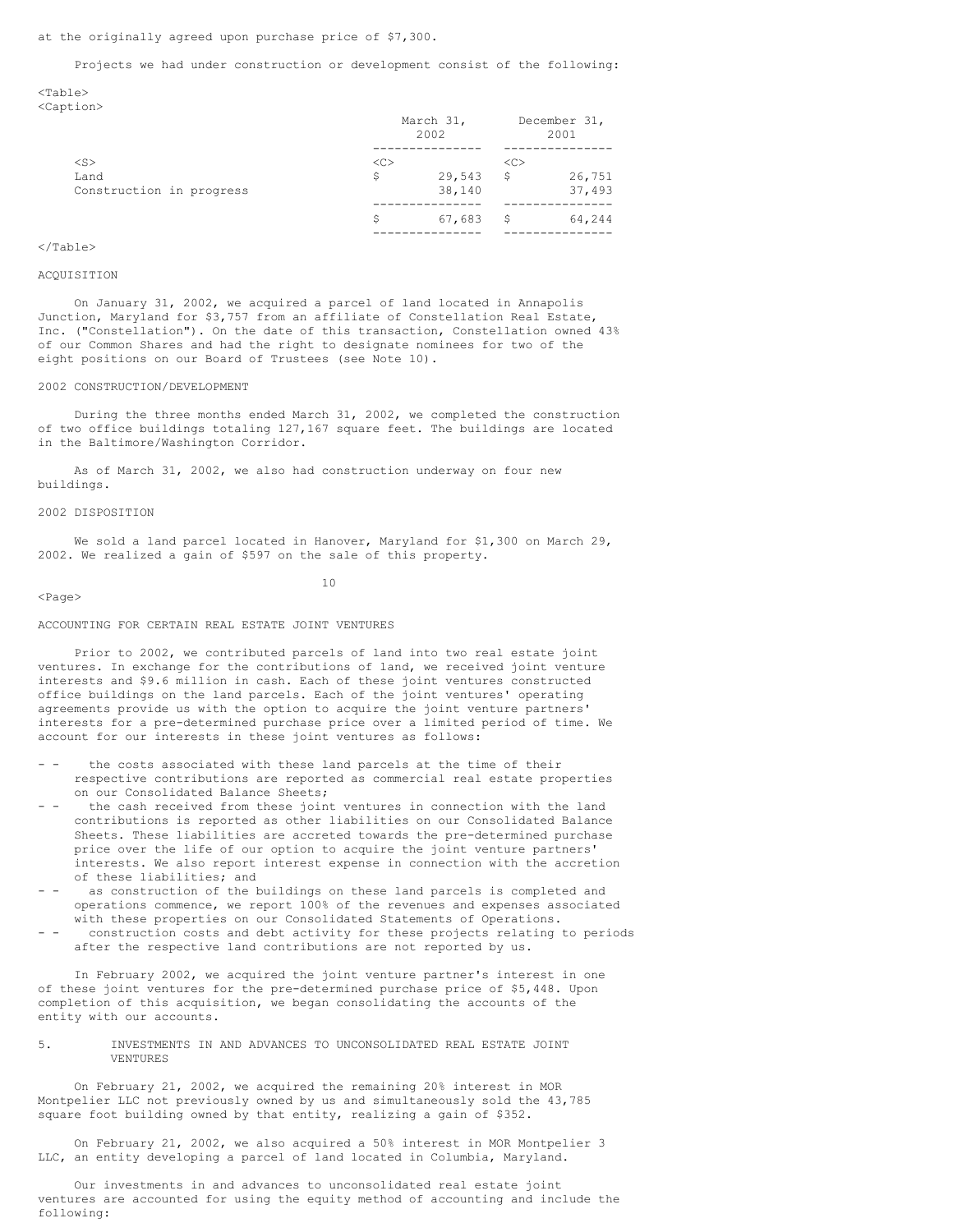at the originally agreed upon purchase price of $7,300.

Projects we had under construction or development consist of the following:

| | March 31, 2002 | December 31, 2001 |
|---|---|---|
| Land | $ 29,543 | $ 26,751 |
| Construction in progress | 38,140 | 37,493 |
| | $ 67,683 | $ 64,244 |

ACQUISITION

On January 31, 2002, we acquired a parcel of land located in Annapolis Junction, Maryland for $3,757 from an affiliate of Constellation Real Estate, Inc. ("Constellation"). On the date of this transaction, Constellation owned 43% of our Common Shares and had the right to designate nominees for two of the eight positions on our Board of Trustees (see Note 10).

2002 CONSTRUCTION/DEVELOPMENT

During the three months ended March 31, 2002, we completed the construction of two office buildings totaling 127,167 square feet. The buildings are located in the Baltimore/Washington Corridor.

As of March 31, 2002, we also had construction underway on four new buildings.

2002 DISPOSITION

We sold a land parcel located in Hanover, Maryland for $1,300 on March 29, 2002. We realized a gain of $597 on the sale of this property.

ACCOUNTING FOR CERTAIN REAL ESTATE JOINT VENTURES

Prior to 2002, we contributed parcels of land into two real estate joint ventures. In exchange for the contributions of land, we received joint venture interests and $9.6 million in cash. Each of these joint ventures constructed office buildings on the land parcels. Each of the joint ventures' operating agreements provide us with the option to acquire the joint venture partners' interests for a pre-determined purchase price over a limited period of time. We account for our interests in these joint ventures as follows:

- the costs associated with these land parcels at the time of their respective contributions are reported as commercial real estate properties on our Consolidated Balance Sheets;
- the cash received from these joint ventures in connection with the land contributions is reported as other liabilities on our Consolidated Balance Sheets. These liabilities are accreted towards the pre-determined purchase price over the life of our option to acquire the joint venture partners' interests. We also report interest expense in connection with the accretion of these liabilities; and
- as construction of the buildings on these land parcels is completed and operations commence, we report 100% of the revenues and expenses associated with these properties on our Consolidated Statements of Operations.
- construction costs and debt activity for these projects relating to periods after the respective land contributions are not reported by us.

In February 2002, we acquired the joint venture partner's interest in one of these joint ventures for the pre-determined purchase price of $5,448. Upon completion of this acquisition, we began consolidating the accounts of the entity with our accounts.

5. INVESTMENTS IN AND ADVANCES TO UNCONSOLIDATED REAL ESTATE JOINT VENTURES

On February 21, 2002, we acquired the remaining 20% interest in MOR Montpelier LLC not previously owned by us and simultaneously sold the 43,785 square foot building owned by that entity, realizing a gain of $352.

On February 21, 2002, we also acquired a 50% interest in MOR Montpelier 3 LLC, an entity developing a parcel of land located in Columbia, Maryland.

Our investments in and advances to unconsolidated real estate joint ventures are accounted for using the equity method of accounting and include the following: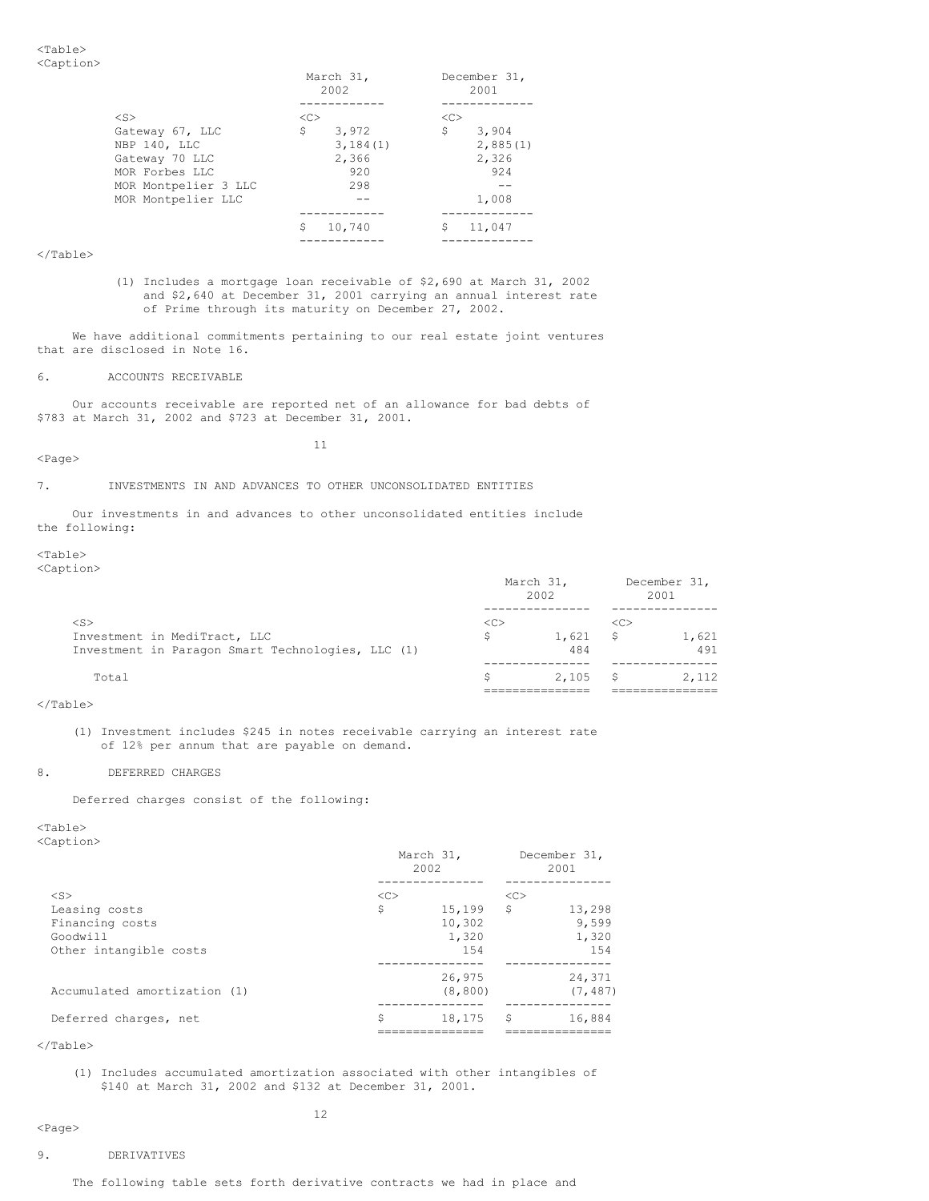| | March 31, 2002 | December 31, 2001 |
|---|---|---|
| Gateway 67, LLC | $ 3,972 | $ 3,904 |
| NBP 140, LLC | 3,184(1) | 2,885(1) |
| Gateway 70 LLC | 2,366 | 2,326 |
| MOR Forbes LLC | 920 | 924 |
| MOR Montpelier 3 LLC | 298 | -- |
| MOR Montpelier LLC | -- | 1,008 |
| | $ 10,740 | $ 11,047 |

(1) Includes a mortgage loan receivable of $2,690 at March 31, 2002 and $2,640 at December 31, 2001 carrying an annual interest rate of Prime through its maturity on December 27, 2002.

We have additional commitments pertaining to our real estate joint ventures that are disclosed in Note 16.

## 6. ACCOUNTS RECEIVABLE

Our accounts receivable are reported net of an allowance for bad debts of $783 at March 31, 2002 and $723 at December 31, 2001.

## 7. INVESTMENTS IN AND ADVANCES TO OTHER UNCONSOLIDATED ENTITIES

Our investments in and advances to other unconsolidated entities include the following:

| | March 31, 2002 | December 31, 2001 |
|---|---|---|
| Investment in MediTract, LLC | $ 1,621 | $ 1,621 |
| Investment in Paragon Smart Technologies, LLC (1) | 484 | 491 |
| Total | $ 2,105 | $ 2,112 |

(1) Investment includes $245 in notes receivable carrying an interest rate of 12% per annum that are payable on demand.

## 8. DEFERRED CHARGES

Deferred charges consist of the following:

| | March 31, 2002 | December 31, 2001 |
|---|---|---|
| Leasing costs | $ 15,199 | $ 13,298 |
| Financing costs | 10,302 | 9,599 |
| Goodwill | 1,320 | 1,320 |
| Other intangible costs | 154 | 154 |
| | 26,975 | 24,371 |
| Accumulated amortization (1) | (8,800) | (7,487) |
| Deferred charges, net | $ 18,175 | $ 16,884 |

(1) Includes accumulated amortization associated with other intangibles of $140 at March 31, 2002 and $132 at December 31, 2001.

## 9. DERIVATIVES

The following table sets forth derivative contracts we had in place and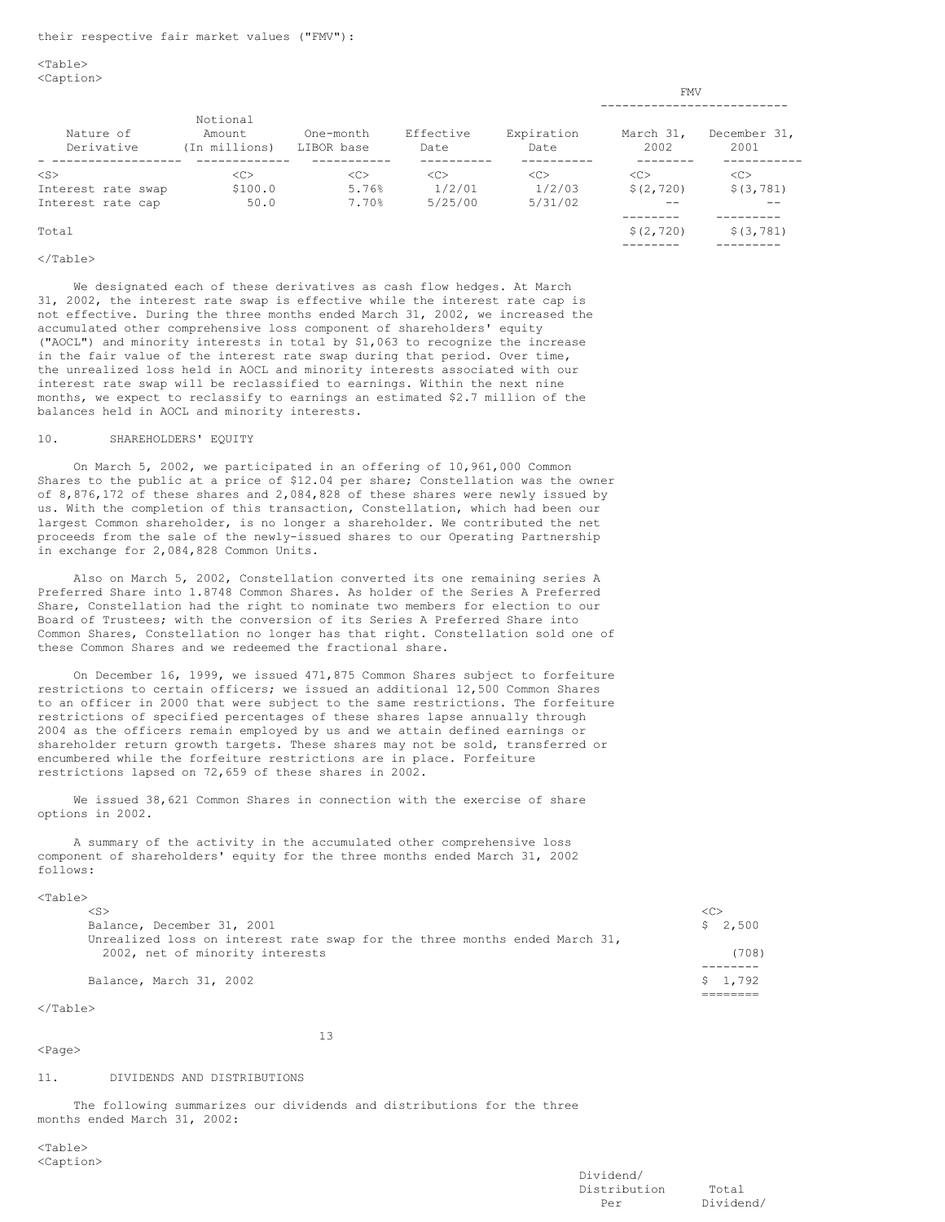their respective fair market values ("FMV"):

| Nature of Derivative | Notional Amount (In millions) | One-month LIBOR base | Effective Date | Expiration Date | FMV March 31, 2002 | FMV December 31, 2001 |
|---|---|---|---|---|---|---|
| Interest rate swap | $100.0 | 5.76% | 1/2/01 | 1/2/03 | $(2,720) | $(3,781) |
| Interest rate cap | 50.0 | 7.70% | 5/25/00 | 5/31/02 | -- | -- |
| Total | | | | | $(2,720) | $(3,781) |

We designated each of these derivatives as cash flow hedges. At March 31, 2002, the interest rate swap is effective while the interest rate cap is not effective. During the three months ended March 31, 2002, we increased the accumulated other comprehensive loss component of shareholders' equity ("AOCL") and minority interests in total by $1,063 to recognize the increase in the fair value of the interest rate swap during that period. Over time, the unrealized loss held in AOCL and minority interests associated with our interest rate swap will be reclassified to earnings. Within the next nine months, we expect to reclassify to earnings an estimated $2.7 million of the balances held in AOCL and minority interests.

## 10. SHAREHOLDERS' EQUITY

On March 5, 2002, we participated in an offering of 10,961,000 Common Shares to the public at a price of $12.04 per share; Constellation was the owner of 8,876,172 of these shares and 2,084,828 of these shares were newly issued by us. With the completion of this transaction, Constellation, which had been our largest Common shareholder, is no longer a shareholder. We contributed the net proceeds from the sale of the newly-issued shares to our Operating Partnership in exchange for 2,084,828 Common Units.

Also on March 5, 2002, Constellation converted its one remaining series A Preferred Share into 1.8748 Common Shares. As holder of the Series A Preferred Share, Constellation had the right to nominate two members for election to our Board of Trustees; with the conversion of its Series A Preferred Share into Common Shares, Constellation no longer has that right. Constellation sold one of these Common Shares and we redeemed the fractional share.

On December 16, 1999, we issued 471,875 Common Shares subject to forfeiture restrictions to certain officers; we issued an additional 12,500 Common Shares to an officer in 2000 that were subject to the same restrictions. The forfeiture restrictions of specified percentages of these shares lapse annually through 2004 as the officers remain employed by us and we attain defined earnings or shareholder return growth targets. These shares may not be sold, transferred or encumbered while the forfeiture restrictions are in place. Forfeiture restrictions lapsed on 72,659 of these shares in 2002.

We issued 38,621 Common Shares in connection with the exercise of share options in 2002.

A summary of the activity in the accumulated other comprehensive loss component of shareholders' equity for the three months ended March 31, 2002 follows:

| | |
|---|---|
| Balance, December 31, 2001 | $ 2,500 |
| Unrealized loss on interest rate swap for the three months ended March 31, 2002, net of minority interests | (708) |
| Balance, March 31, 2002 | $ 1,792 |

## 11. DIVIDENDS AND DISTRIBUTIONS

The following summarizes our dividends and distributions for the three months ended March 31, 2002:

| | Dividend/ Distribution Per | Total Dividend/ |
|---|---|---|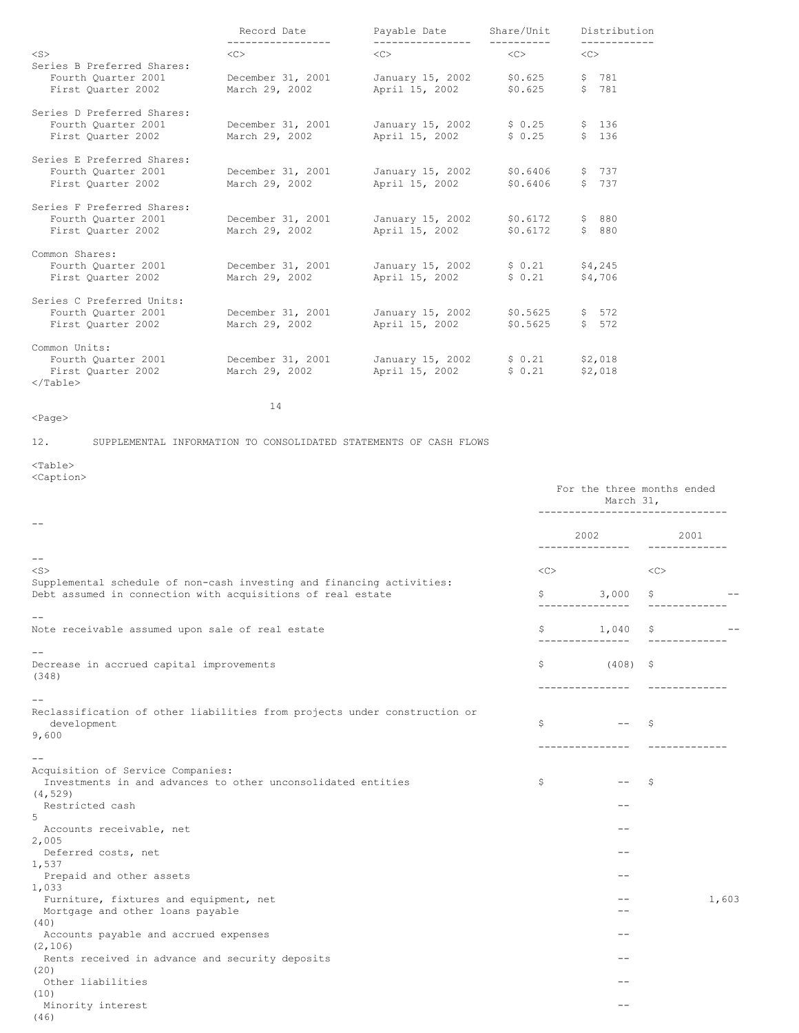| | Record Date | Payable Date | Share/Unit | Distribution |
|---|---|---|---|---|
| Series B Preferred Shares: | | | | |
| Fourth Quarter 2001 | December 31, 2001 | January 15, 2002 | $0.625 | $ 781 |
| First Quarter 2002 | March 29, 2002 | April 15, 2002 | $0.625 | $ 781 |
| Series D Preferred Shares: | | | | |
| Fourth Quarter 2001 | December 31, 2001 | January 15, 2002 | $ 0.25 | $ 136 |
| First Quarter 2002 | March 29, 2002 | April 15, 2002 | $ 0.25 | $ 136 |
| Series E Preferred Shares: | | | | |
| Fourth Quarter 2001 | December 31, 2001 | January 15, 2002 | $0.6406 | $ 737 |
| First Quarter 2002 | March 29, 2002 | April 15, 2002 | $0.6406 | $ 737 |
| Series F Preferred Shares: | | | | |
| Fourth Quarter 2001 | December 31, 2001 | January 15, 2002 | $0.6172 | $ 880 |
| First Quarter 2002 | March 29, 2002 | April 15, 2002 | $0.6172 | $ 880 |
| Common Shares: | | | | |
| Fourth Quarter 2001 | December 31, 2001 | January 15, 2002 | $ 0.21 | $4,245 |
| First Quarter 2002 | March 29, 2002 | April 15, 2002 | $ 0.21 | $4,706 |
| Series C Preferred Units: | | | | |
| Fourth Quarter 2001 | December 31, 2001 | January 15, 2002 | $0.5625 | $ 572 |
| First Quarter 2002 | March 29, 2002 | April 15, 2002 | $0.5625 | $ 572 |
| Common Units: | | | | |
| Fourth Quarter 2001 | December 31, 2001 | January 15, 2002 | $ 0.21 | $2,018 |
| First Quarter 2002 | March 29, 2002 | April 15, 2002 | $ 0.21 | $2,018 |

## 12. SUPPLEMENTAL INFORMATION TO CONSOLIDATED STATEMENTS OF CASH FLOWS

| | For the three months ended March 31, | |
|---|---|---|
| | 2002 | 2001 |
| Supplemental schedule of non-cash investing and financing activities: | | |
| Debt assumed in connection with acquisitions of real estate | $ 3,000 | $ -- |
| Note receivable assumed upon sale of real estate | $ 1,040 | $ -- |
| Decrease in accrued capital improvements | $ (408) | $ (348) |
| Reclassification of other liabilities from projects under construction or development | $ -- | $ 9,600 |
| Acquisition of Service Companies: | | |
| Investments in and advances to other unconsolidated entities | $ -- | $ (4,529) |
| Restricted cash | -- | 5 |
| Accounts receivable, net | -- | 2,005 |
| Deferred costs, net | -- | 1,537 |
| Prepaid and other assets | -- | 1,033 |
| Furniture, fixtures and equipment, net | -- | 1,603 |
| Mortgage and other loans payable | -- | (40) |
| Accounts payable and accrued expenses | -- | (2,106) |
| Rents received in advance and security deposits | -- | (20) |
| Other liabilities | -- | (10) |
| Minority interest | -- | (46) |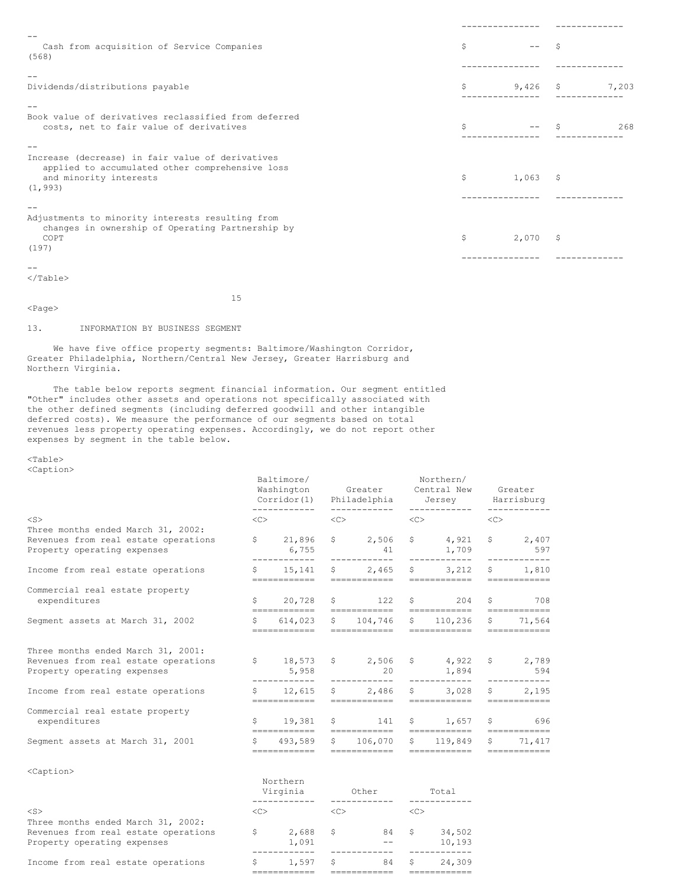| | | |
|---|---|---|
| Cash from acquisition of Service Companies | $ -- | $ (568) |
| Dividends/distributions payable | $ 9,426 | $ 7,203 |
| Book value of derivatives reclassified from deferred costs, net to fair value of derivatives | $ -- | $ 268 |
| Increase (decrease) in fair value of derivatives applied to accumulated other comprehensive loss and minority interests | $ 1,063 | $ (1,993) |
| Adjustments to minority interests resulting from changes in ownership of Operating Partnership by COPT | $ 2,070 | $ (197) |

## 13. INFORMATION BY BUSINESS SEGMENT

We have five office property segments: Baltimore/Washington Corridor, Greater Philadelphia, Northern/Central New Jersey, Greater Harrisburg and Northern Virginia.

The table below reports segment financial information. Our segment entitled "Other" includes other assets and operations not specifically associated with the other defined segments (including deferred goodwill and other intangible deferred costs). We measure the performance of our segments based on total revenues less property operating expenses. Accordingly, we do not report other expenses by segment in the table below.

| | Baltimore/ Washington Corridor(1) | Greater Philadelphia | Northern/ Central New Jersey | Greater Harrisburg |
|---|---|---|---|---|
| Three months ended March 31, 2002: | | | | |
| Revenues from real estate operations | $ 21,896 | $ 2,506 | $ 4,921 | $ 2,407 |
| Property operating expenses | 6,755 | 41 | 1,709 | 597 |
| Income from real estate operations | $ 15,141 | $ 2,465 | $ 3,212 | $ 1,810 |
| Commercial real estate property expenditures | $ 20,728 | $ 122 | $ 204 | $ 708 |
| Segment assets at March 31, 2002 | $ 614,023 | $ 104,746 | $ 110,236 | $ 71,564 |
| Three months ended March 31, 2001: | | | | |
| Revenues from real estate operations | $ 18,573 | $ 2,506 | $ 4,922 | $ 2,789 |
| Property operating expenses | 5,958 | 20 | 1,894 | 594 |
| Income from real estate operations | $ 12,615 | $ 2,486 | $ 3,028 | $ 2,195 |
| Commercial real estate property expenditures | $ 19,381 | $ 141 | $ 1,657 | $ 696 |
| Segment assets at March 31, 2001 | $ 493,589 | $ 106,070 | $ 119,849 | $ 71,417 |

| | Northern Virginia | Other | Total |
|---|---|---|---|
| Three months ended March 31, 2002: | | | |
| Revenues from real estate operations | $ 2,688 | $ 84 | $ 34,502 |
| Property operating expenses | 1,091 | -- | 10,193 |
| Income from real estate operations | $ 1,597 | $ 84 | $ 24,309 |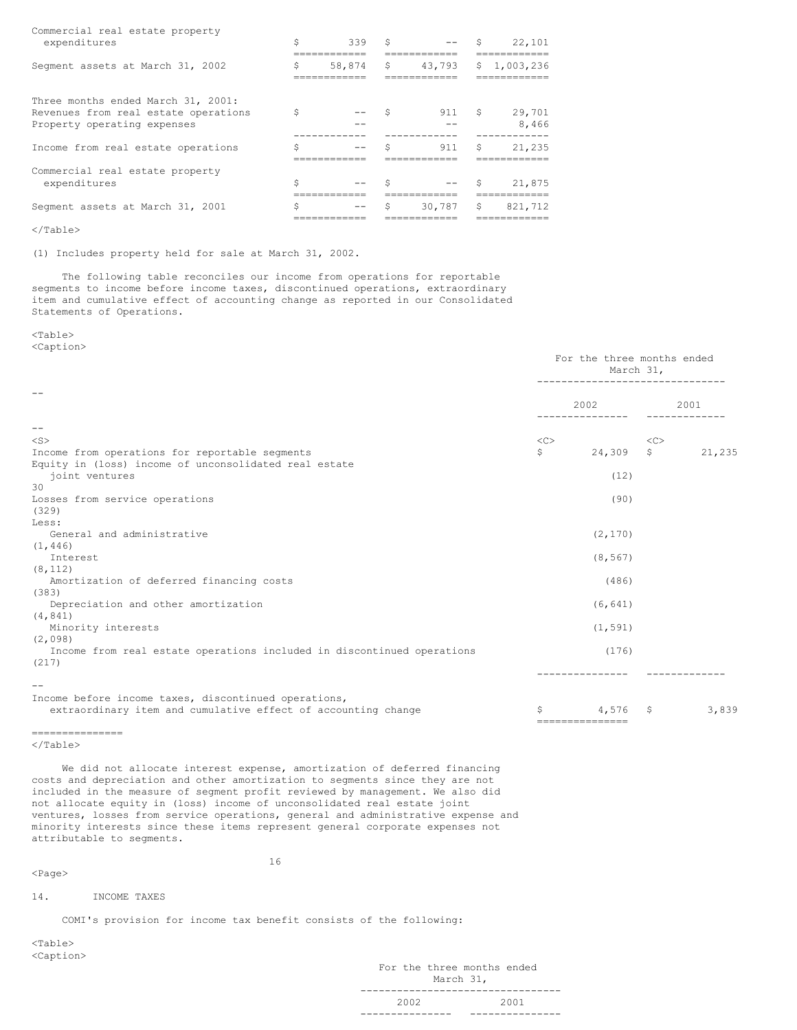| | | | |
|---|---|---|---|
| Commercial real estate property expenditures | $ 339 | $ -- | $ 22,101 |
| Segment assets at March 31, 2002 | $ 58,874 | $ 43,793 | $ 1,003,236 |
| Three months ended March 31, 2001: | | | |
| Revenues from real estate operations | $ -- | $ 911 | $ 29,701 |
| Property operating expenses | -- | -- | 8,466 |
| Income from real estate operations | $ -- | $ 911 | $ 21,235 |
| Commercial real estate property expenditures | $ -- | $ -- | $ 21,875 |
| Segment assets at March 31, 2001 | $ -- | $ 30,787 | $ 821,712 |

(1) Includes property held for sale at March 31, 2002.

The following table reconciles our income from operations for reportable segments to income before income taxes, discontinued operations, extraordinary item and cumulative effect of accounting change as reported in our Consolidated Statements of Operations.

| | For the three months ended March 31, | |
|---|---|---|
| | 2002 | 2001 |
| Income from operations for reportable segments | $ 24,309 | $ 21,235 |
| Equity in (loss) income of unconsolidated real estate joint ventures | (12) | 30 |
| Losses from service operations | (90) | (329) |
| Less: | | |
| General and administrative | (2,170) | (1,446) |
| Interest | (8,567) | (8,112) |
| Amortization of deferred financing costs | (486) | (383) |
| Depreciation and other amortization | (6,641) | (4,841) |
| Minority interests | (1,591) | (2,098) |
| Income from real estate operations included in discontinued operations | (176) | (217) |
| Income before income taxes, discontinued operations, extraordinary item and cumulative effect of accounting change | $ 4,576 | $ 3,839 |

We did not allocate interest expense, amortization of deferred financing costs and depreciation and other amortization to segments since they are not included in the measure of segment profit reviewed by management. We also did not allocate equity in (loss) income of unconsolidated real estate joint ventures, losses from service operations, general and administrative expense and minority interests since these items represent general corporate expenses not attributable to segments.

## 14. INCOME TAXES

COMI's provision for income tax benefit consists of the following:

| | For the three months ended March 31, | |
|---|---|---|
| | 2002 | 2001 |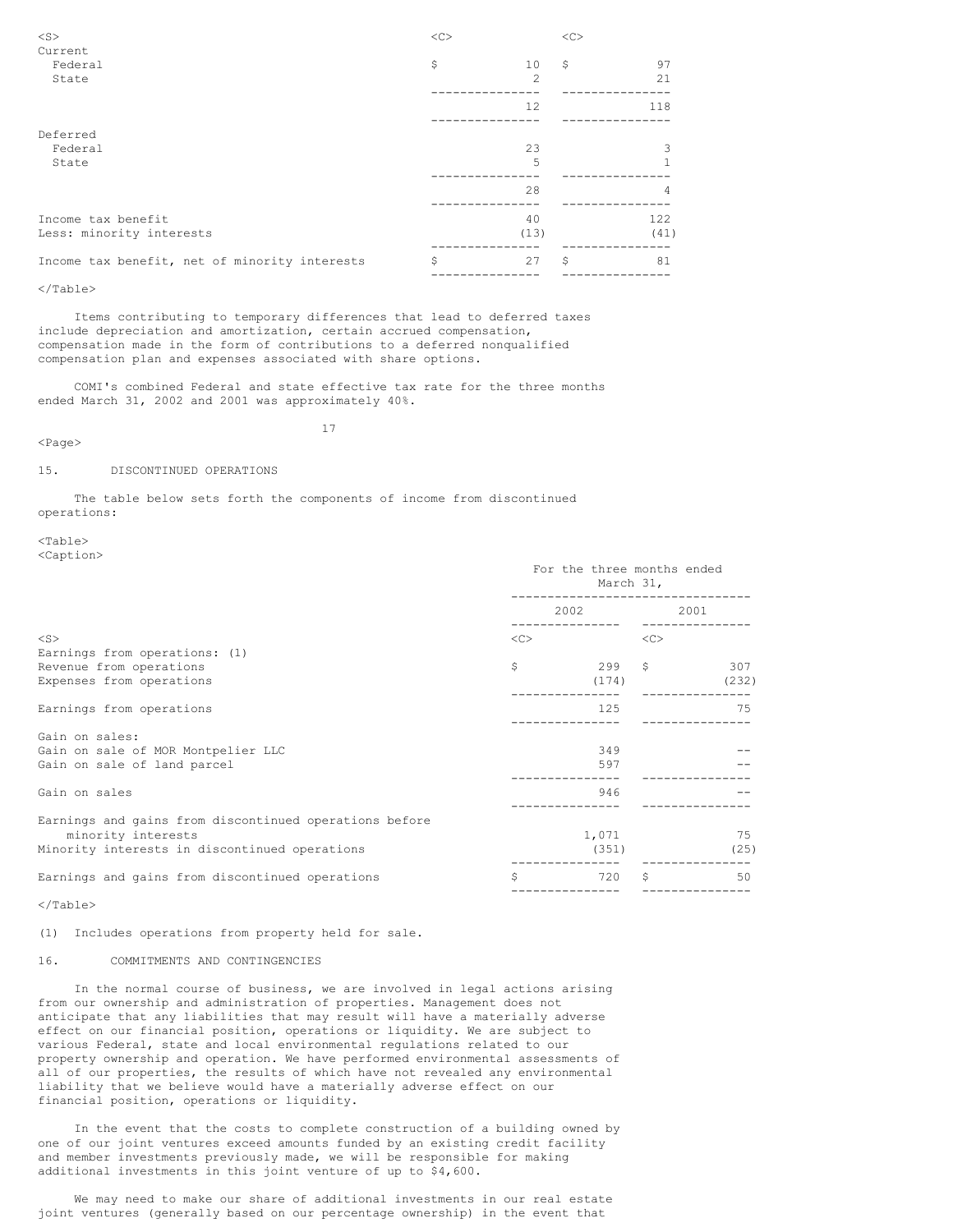| | | |
|---|---|---|
| Current | | |
| Federal | $ 10 | $ 97 |
| State | 2 | 21 |
| | 12 | 118 |
| Deferred | | |
| Federal | 23 | 3 |
| State | 5 | 1 |
| | 28 | 4 |
| Income tax benefit | 40 | 122 |
| Less: minority interests | (13) | (41) |
| Income tax benefit, net of minority interests | $ 27 | $ 81 |

Items contributing to temporary differences that lead to deferred taxes include depreciation and amortization, certain accrued compensation, compensation made in the form of contributions to a deferred nonqualified compensation plan and expenses associated with share options.

COMI's combined Federal and state effective tax rate for the three months ended March 31, 2002 and 2001 was approximately 40%.

## 15. DISCONTINUED OPERATIONS

The table below sets forth the components of income from discontinued operations:

| | For the three months ended March 31, | |
|---|---|---|
| | 2002 | 2001 |
| Earnings from operations: (1) | | |
| Revenue from operations | $ 299 | $ 307 |
| Expenses from operations | (174) | (232) |
| Earnings from operations | 125 | 75 |
| Gain on sales: | | |
| Gain on sale of MOR Montpelier LLC | 349 | -- |
| Gain on sale of land parcel | 597 | -- |
| Gain on sales | 946 | -- |
| Earnings and gains from discontinued operations before minority interests | 1,071 | 75 |
| Minority interests in discontinued operations | (351) | (25) |
| Earnings and gains from discontinued operations | $ 720 | $ 50 |

(1) Includes operations from property held for sale.

## 16. COMMITMENTS AND CONTINGENCIES

In the normal course of business, we are involved in legal actions arising from our ownership and administration of properties. Management does not anticipate that any liabilities that may result will have a materially adverse effect on our financial position, operations or liquidity. We are subject to various Federal, state and local environmental regulations related to our property ownership and operation. We have performed environmental assessments of all of our properties, the results of which have not revealed any environmental liability that we believe would have a materially adverse effect on our financial position, operations or liquidity.

In the event that the costs to complete construction of a building owned by one of our joint ventures exceed amounts funded by an existing credit facility and member investments previously made, we will be responsible for making additional investments in this joint venture of up to $4,600.

We may need to make our share of additional investments in our real estate joint ventures (generally based on our percentage ownership) in the event that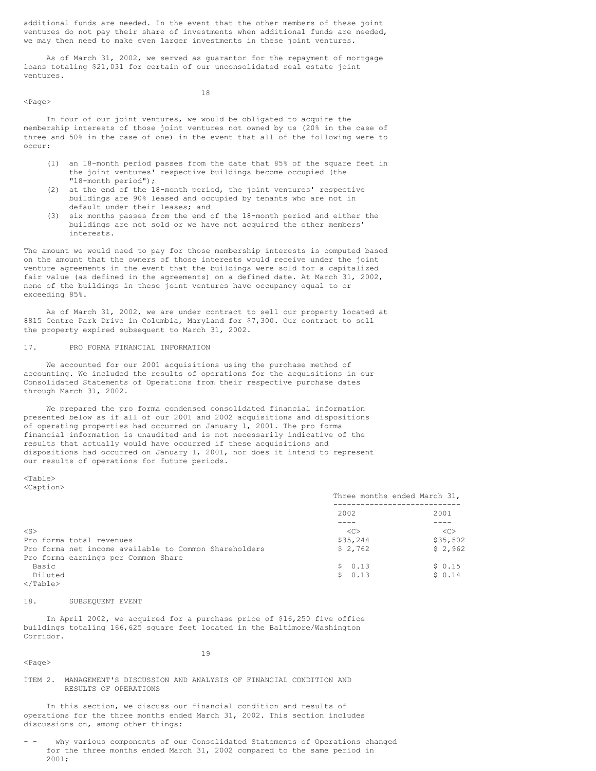additional funds are needed. In the event that the other members of these joint ventures do not pay their share of investments when additional funds are needed, we may then need to make even larger investments in these joint ventures.

As of March 31, 2002, we served as guarantor for the repayment of mortgage loans totaling $21,031 for certain of our unconsolidated real estate joint ventures.

In four of our joint ventures, we would be obligated to acquire the membership interests of those joint ventures not owned by us (20% in the case of three and 50% in the case of one) in the event that all of the following were to occur:

(1) an 18-month period passes from the date that 85% of the square feet in the joint ventures' respective buildings become occupied (the "18-month period");
(2) at the end of the 18-month period, the joint ventures' respective buildings are 90% leased and occupied by tenants who are not in default under their leases; and
(3) six months passes from the end of the 18-month period and either the buildings are not sold or we have not acquired the other members' interests.

The amount we would need to pay for those membership interests is computed based on the amount that the owners of those interests would receive under the joint venture agreements in the event that the buildings were sold for a capitalized fair value (as defined in the agreements) on a defined date. At March 31, 2002, none of the buildings in these joint ventures have occupancy equal to or exceeding 85%.

As of March 31, 2002, we are under contract to sell our property located at 8815 Centre Park Drive in Columbia, Maryland for $7,300. Our contract to sell the property expired subsequent to March 31, 2002.

## 17. PRO FORMA FINANCIAL INFORMATION

We accounted for our 2001 acquisitions using the purchase method of accounting. We included the results of operations for the acquisitions in our Consolidated Statements of Operations from their respective purchase dates through March 31, 2002.

We prepared the pro forma condensed consolidated financial information presented below as if all of our 2001 and 2002 acquisitions and dispositions of operating properties had occurred on January 1, 2001. The pro forma financial information is unaudited and is not necessarily indicative of the results that actually would have occurred if these acquisitions and dispositions had occurred on January 1, 2001, nor does it intend to represent our results of operations for future periods.

| | Three months ended March 31, | |
|---|---|---|
| | 2002 | 2001 |
| Pro forma total revenues | $35,244 | $35,502 |
| Pro forma net income available to Common Shareholders | $ 2,762 | $ 2,962 |
| Pro forma earnings per Common Share | | |
| Basic | $ 0.13 | $ 0.15 |
| Diluted | $ 0.13 | $ 0.14 |

## 18. SUBSEQUENT EVENT

In April 2002, we acquired for a purchase price of $16,250 five office buildings totaling 166,625 square feet located in the Baltimore/Washington Corridor.

# ITEM 2. MANAGEMENT'S DISCUSSION AND ANALYSIS OF FINANCIAL CONDITION AND RESULTS OF OPERATIONS

In this section, we discuss our financial condition and results of operations for the three months ended March 31, 2002. This section includes discussions on, among other things:

- why various components of our Consolidated Statements of Operations changed for the three months ended March 31, 2002 compared to the same period in 2001;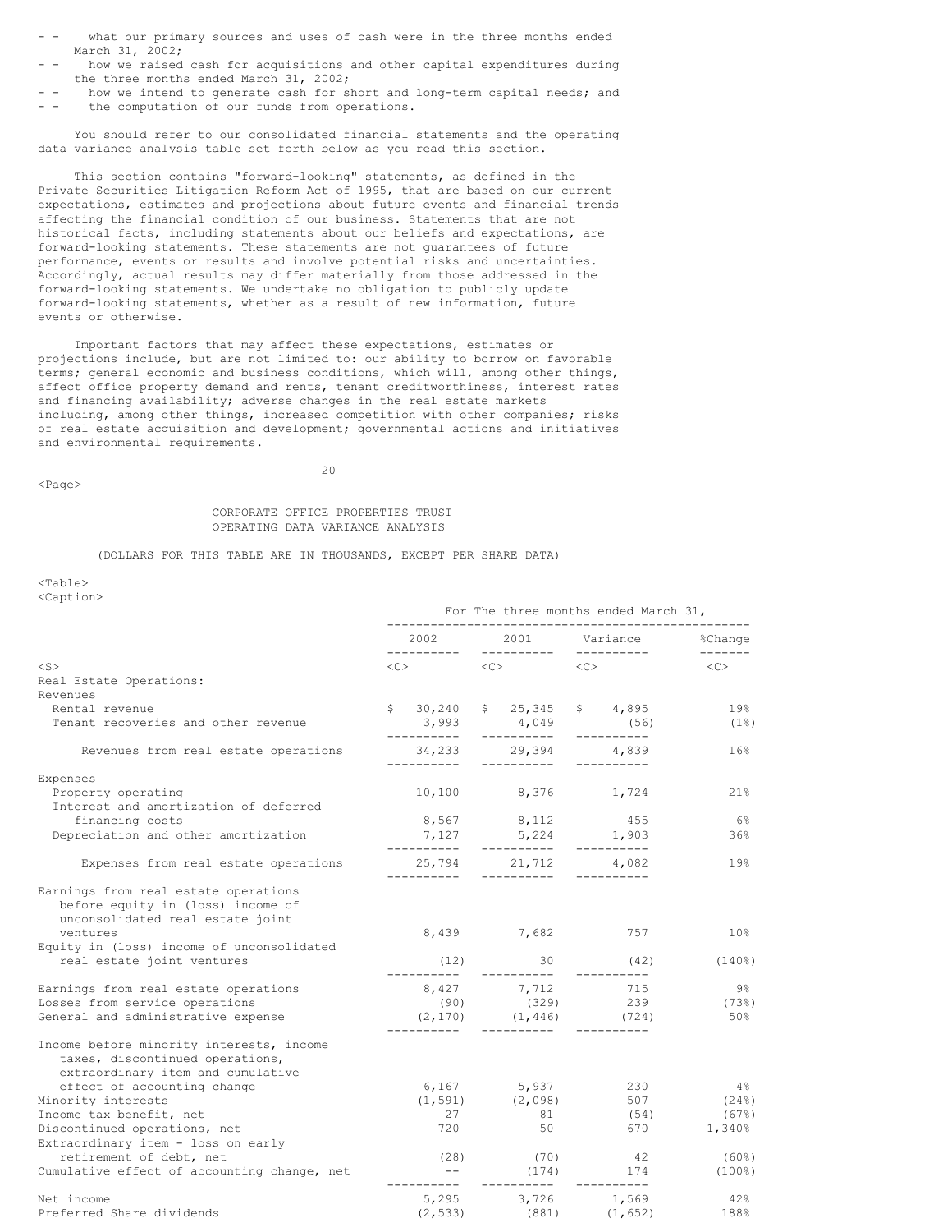- what our primary sources and uses of cash were in the three months ended March 31, 2002;
- how we raised cash for acquisitions and other capital expenditures during the three months ended March 31, 2002;
- how we intend to generate cash for short and long-term capital needs; and
- the computation of our funds from operations.

You should refer to our consolidated financial statements and the operating data variance analysis table set forth below as you read this section.

This section contains "forward-looking" statements, as defined in the Private Securities Litigation Reform Act of 1995, that are based on our current expectations, estimates and projections about future events and financial trends affecting the financial condition of our business. Statements that are not historical facts, including statements about our beliefs and expectations, are forward-looking statements. These statements are not guarantees of future performance, events or results and involve potential risks and uncertainties. Accordingly, actual results may differ materially from those addressed in the forward-looking statements. We undertake no obligation to publicly update forward-looking statements, whether as a result of new information, future events or otherwise.

Important factors that may affect these expectations, estimates or projections include, but are not limited to: our ability to borrow on favorable terms; general economic and business conditions, which will, among other things, affect office property demand and rents, tenant creditworthiness, interest rates and financing availability; adverse changes in the real estate markets including, among other things, increased competition with other companies; risks of real estate acquisition and development; governmental actions and initiatives and environmental requirements.

## CORPORATE OFFICE PROPERTIES TRUST
## OPERATING DATA VARIANCE ANALYSIS

(DOLLARS FOR THIS TABLE ARE IN THOUSANDS, EXCEPT PER SHARE DATA)

| | For The three months ended March 31, | | | |
|---|---|---|---|---|
| | 2002 | 2001 | Variance | %Change |
| **Real Estate Operations:** | | | | |
| **Revenues** | | | | |
| Rental revenue | $ 30,240 | $ 25,345 | $ 4,895 | 19% |
| Tenant recoveries and other revenue | 3,993 | 4,049 | (56) | (1%) |
| Revenues from real estate operations | 34,233 | 29,394 | 4,839 | 16% |
| **Expenses** | | | | |
| Property operating | 10,100 | 8,376 | 1,724 | 21% |
| Interest and amortization of deferred financing costs | 8,567 | 8,112 | 455 | 6% |
| Depreciation and other amortization | 7,127 | 5,224 | 1,903 | 36% |
| Expenses from real estate operations | 25,794 | 21,712 | 4,082 | 19% |
| Earnings from real estate operations before equity in (loss) income of unconsolidated real estate joint ventures | 8,439 | 7,682 | 757 | 10% |
| Equity in (loss) income of unconsolidated real estate joint ventures | (12) | 30 | (42) | (140%) |
| Earnings from real estate operations | 8,427 | 7,712 | 715 | 9% |
| Losses from service operations | (90) | (329) | 239 | (73%) |
| General and administrative expense | (2,170) | (1,446) | (724) | 50% |
| Income before minority interests, income taxes, discontinued operations, extraordinary item and cumulative effect of accounting change | 6,167 | 5,937 | 230 | 4% |
| Minority interests | (1,591) | (2,098) | 507 | (24%) |
| Income tax benefit, net | 27 | 81 | (54) | (67%) |
| Discontinued operations, net | 720 | 50 | 670 | 1,340% |
| Extraordinary item - loss on early retirement of debt, net | (28) | (70) | 42 | (60%) |
| Cumulative effect of accounting change, net | -- | (174) | 174 | (100%) |
| Net income | 5,295 | 3,726 | 1,569 | 42% |
| Preferred Share dividends | (2,533) | (881) | (1,652) | 188% |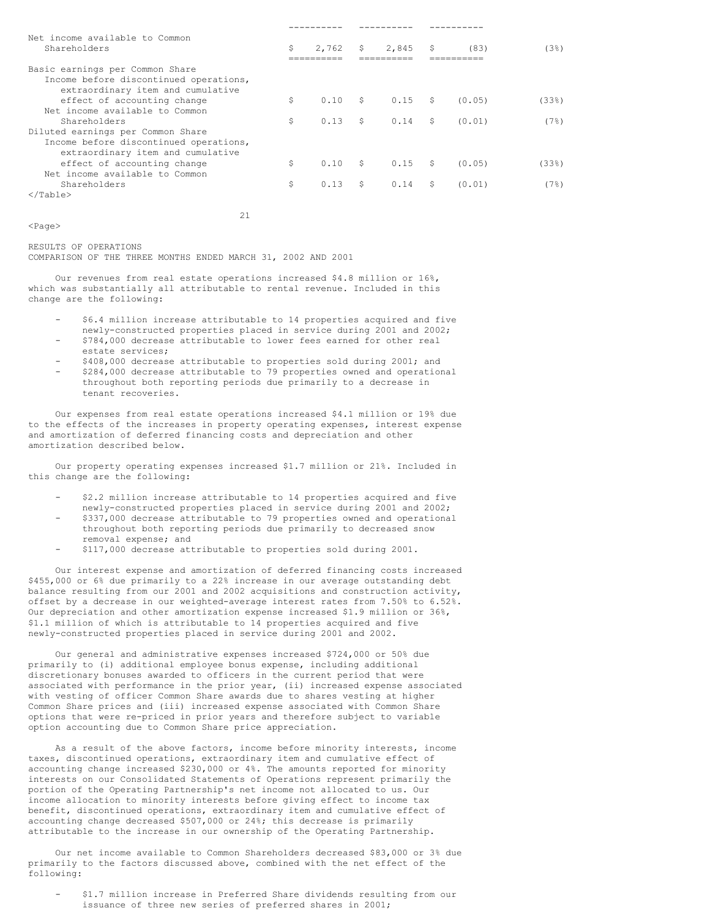| | | | | |
|---|---|---|---|---|
| Net income available to Common Shareholders | $ 2,762 | $ 2,845 | $ (83) | (3%) |
| Basic earnings per Common Share | | | | |
| Income before discontinued operations, extraordinary item and cumulative effect of accounting change | $ 0.10 | $ 0.15 | $ (0.05) | (33%) |
| Net income available to Common Shareholders | $ 0.13 | $ 0.14 | $ (0.01) | (7%) |
| Diluted earnings per Common Share | | | | |
| Income before discontinued operations, extraordinary item and cumulative effect of accounting change | $ 0.10 | $ 0.15 | $ (0.05) | (33%) |
| Net income available to Common Shareholders | $ 0.13 | $ 0.14 | $ (0.01) | (7%) |

RESULTS OF OPERATIONS
COMPARISON OF THE THREE MONTHS ENDED MARCH 31, 2002 AND 2001

Our revenues from real estate operations increased $4.8 million or 16%, which was substantially all attributable to rental revenue. Included in this change are the following:

- $6.4 million increase attributable to 14 properties acquired and five newly-constructed properties placed in service during 2001 and 2002;
- $784,000 decrease attributable to lower fees earned for other real estate services;
- $408,000 decrease attributable to properties sold during 2001; and
- $284,000 decrease attributable to 79 properties owned and operational throughout both reporting periods due primarily to a decrease in tenant recoveries.

Our expenses from real estate operations increased $4.1 million or 19% due to the effects of the increases in property operating expenses, interest expense and amortization of deferred financing costs and depreciation and other amortization described below.

Our property operating expenses increased $1.7 million or 21%. Included in this change are the following:

- $2.2 million increase attributable to 14 properties acquired and five newly-constructed properties placed in service during 2001 and 2002;
- $337,000 decrease attributable to 79 properties owned and operational throughout both reporting periods due primarily to decreased snow removal expense; and
- $117,000 decrease attributable to properties sold during 2001.

Our interest expense and amortization of deferred financing costs increased $455,000 or 6% due primarily to a 22% increase in our average outstanding debt balance resulting from our 2001 and 2002 acquisitions and construction activity, offset by a decrease in our weighted-average interest rates from 7.50% to 6.52%. Our depreciation and other amortization expense increased $1.9 million or 36%, $1.1 million of which is attributable to 14 properties acquired and five newly-constructed properties placed in service during 2001 and 2002.

Our general and administrative expenses increased $724,000 or 50% due primarily to (i) additional employee bonus expense, including additional discretionary bonuses awarded to officers in the current period that were associated with performance in the prior year, (ii) increased expense associated with vesting of officer Common Share awards due to shares vesting at higher Common Share prices and (iii) increased expense associated with Common Share options that were re-priced in prior years and therefore subject to variable option accounting due to Common Share price appreciation.

As a result of the above factors, income before minority interests, income taxes, discontinued operations, extraordinary item and cumulative effect of accounting change increased $230,000 or 4%. The amounts reported for minority interests on our Consolidated Statements of Operations represent primarily the portion of the Operating Partnership's net income not allocated to us. Our income allocation to minority interests before giving effect to income tax benefit, discontinued operations, extraordinary item and cumulative effect of accounting change decreased $507,000 or 24%; this decrease is primarily attributable to the increase in our ownership of the Operating Partnership.

Our net income available to Common Shareholders decreased $83,000 or 3% due primarily to the factors discussed above, combined with the net effect of the following:

- $1.7 million increase in Preferred Share dividends resulting from our issuance of three new series of preferred shares in 2001;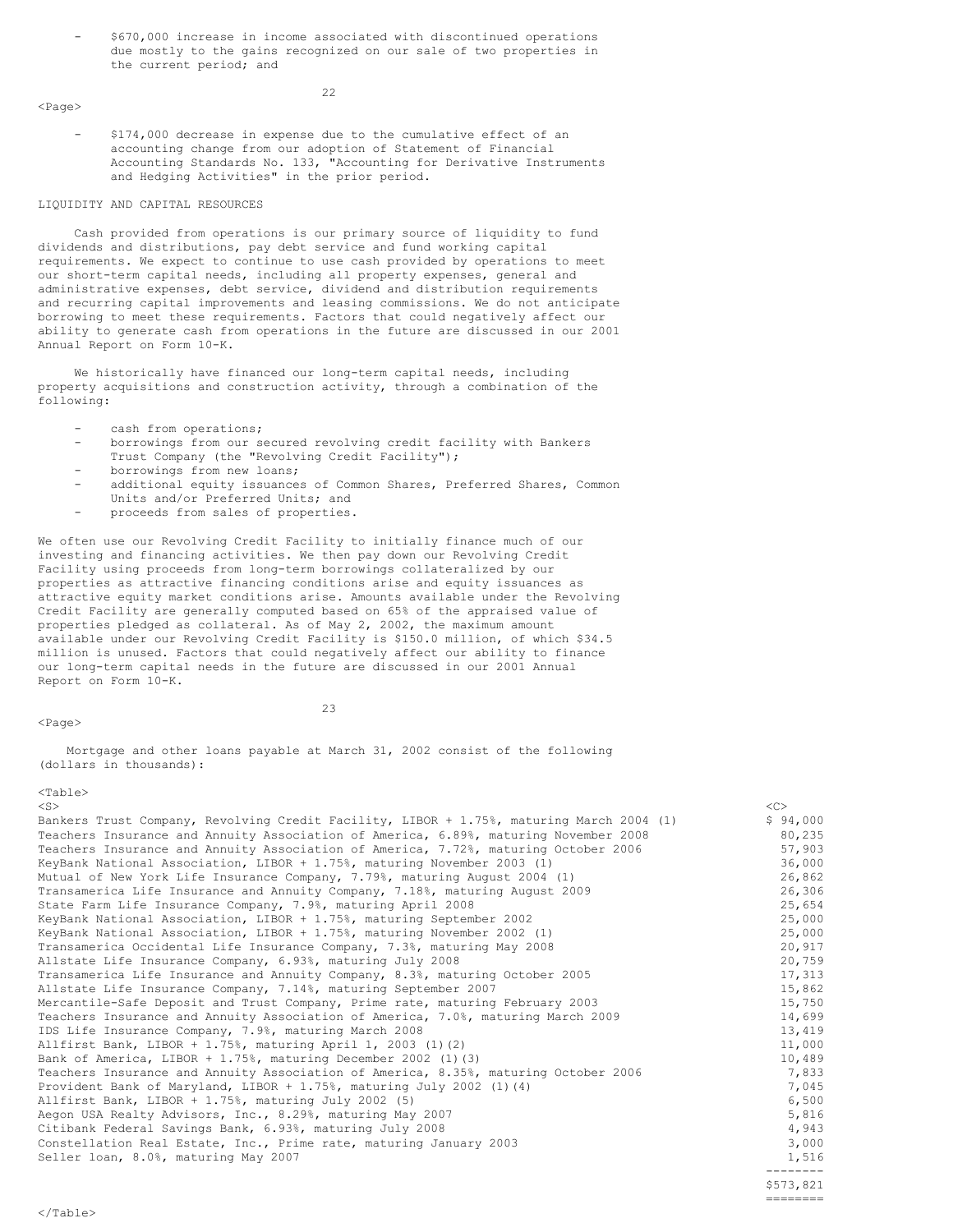- $670,000 increase in income associated with discontinued operations due mostly to the gains recognized on our sale of two properties in the current period; and

- $174,000 decrease in expense due to the cumulative effect of an accounting change from our adoption of Statement of Financial Accounting Standards No. 133, "Accounting for Derivative Instruments and Hedging Activities" in the prior period.

## LIQUIDITY AND CAPITAL RESOURCES

Cash provided from operations is our primary source of liquidity to fund dividends and distributions, pay debt service and fund working capital requirements. We expect to continue to use cash provided by operations to meet our short-term capital needs, including all property expenses, general and administrative expenses, debt service, dividend and distribution requirements and recurring capital improvements and leasing commissions. We do not anticipate borrowing to meet these requirements. Factors that could negatively affect our ability to generate cash from operations in the future are discussed in our 2001 Annual Report on Form 10-K.

We historically have financed our long-term capital needs, including property acquisitions and construction activity, through a combination of the following:

- cash from operations;
- borrowings from our secured revolving credit facility with Bankers Trust Company (the "Revolving Credit Facility");
- borrowings from new loans;
- additional equity issuances of Common Shares, Preferred Shares, Common Units and/or Preferred Units; and
- proceeds from sales of properties.

We often use our Revolving Credit Facility to initially finance much of our investing and financing activities. We then pay down our Revolving Credit Facility using proceeds from long-term borrowings collateralized by our properties as attractive financing conditions arise and equity issuances as attractive equity market conditions arise. Amounts available under the Revolving Credit Facility are generally computed based on 65% of the appraised value of properties pledged as collateral. As of May 2, 2002, the maximum amount available under our Revolving Credit Facility is $150.0 million, of which $34.5 million is unused. Factors that could negatively affect our ability to finance our long-term capital needs in the future are discussed in our 2001 Annual Report on Form 10-K.

Mortgage and other loans payable at March 31, 2002 consist of the following (dollars in thousands):

| Lender | Amount |
|---|---|
| Bankers Trust Company, Revolving Credit Facility, LIBOR + 1.75%, maturing March 2004 (1) | $ 94,000 |
| Teachers Insurance and Annuity Association of America, 6.89%, maturing November 2008 | 80,235 |
| Teachers Insurance and Annuity Association of America, 7.72%, maturing October 2006 | 57,903 |
| KeyBank National Association, LIBOR + 1.75%, maturing November 2003 (1) | 36,000 |
| Mutual of New York Life Insurance Company, 7.79%, maturing August 2004 (1) | 26,862 |
| Transamerica Life Insurance and Annuity Company, 7.18%, maturing August 2009 | 26,306 |
| State Farm Life Insurance Company, 7.9%, maturing April 2008 | 25,654 |
| KeyBank National Association, LIBOR + 1.75%, maturing September 2002 | 25,000 |
| KeyBank National Association, LIBOR + 1.75%, maturing November 2002 (1) | 25,000 |
| Transamerica Occidental Life Insurance Company, 7.3%, maturing May 2008 | 20,917 |
| Allstate Life Insurance Company, 6.93%, maturing July 2008 | 20,759 |
| Transamerica Life Insurance and Annuity Company, 8.3%, maturing October 2005 | 17,313 |
| Allstate Life Insurance Company, 7.14%, maturing September 2007 | 15,862 |
| Mercantile-Safe Deposit and Trust Company, Prime rate, maturing February 2003 | 15,750 |
| Teachers Insurance and Annuity Association of America, 7.0%, maturing March 2009 | 14,699 |
| IDS Life Insurance Company, 7.9%, maturing March 2008 | 13,419 |
| Allfirst Bank, LIBOR + 1.75%, maturing April 1, 2003 (1)(2) | 11,000 |
| Bank of America, LIBOR + 1.75%, maturing December 2002 (1)(3) | 10,489 |
| Teachers Insurance and Annuity Association of America, 8.35%, maturing October 2006 | 7,833 |
| Provident Bank of Maryland, LIBOR + 1.75%, maturing July 2002 (1)(4) | 7,045 |
| Allfirst Bank, LIBOR + 1.75%, maturing July 2002 (5) | 6,500 |
| Aegon USA Realty Advisors, Inc., 8.29%, maturing May 2007 | 5,816 |
| Citibank Federal Savings Bank, 6.93%, maturing July 2008 | 4,943 |
| Constellation Real Estate, Inc., Prime rate, maturing January 2003 | 3,000 |
| Seller loan, 8.0%, maturing May 2007 | 1,516 |
| | $573,821 |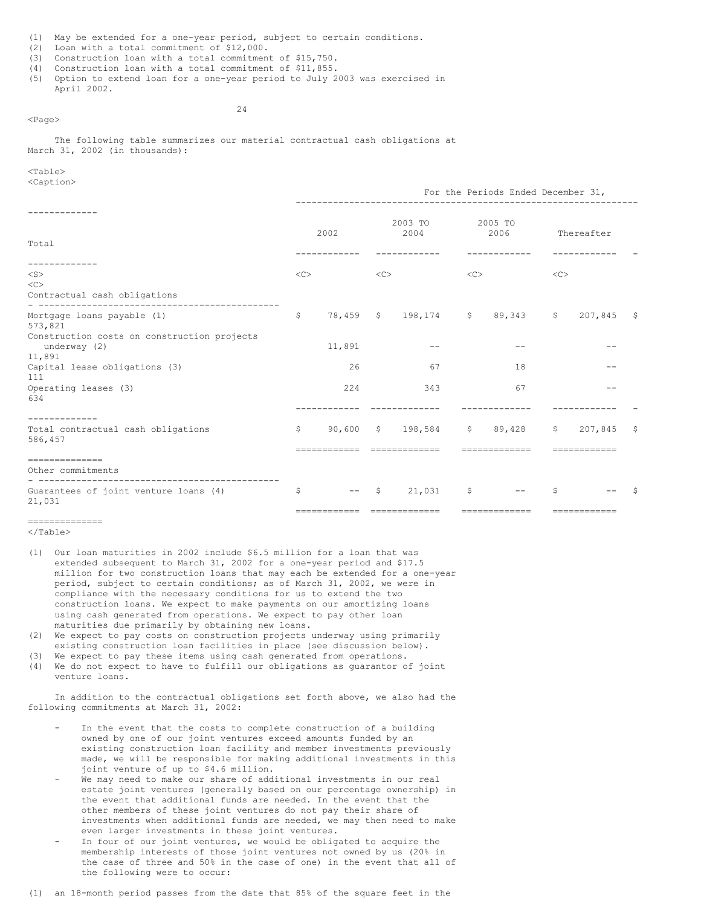(1) May be extended for a one-year period, subject to certain conditions.
(2) Loan with a total commitment of $12,000.
(3) Construction loan with a total commitment of $15,750.
(4) Construction loan with a total commitment of $11,855.
(5) Option to extend loan for a one-year period to July 2003 was exercised in April 2002.

The following table summarizes our material contractual cash obligations at March 31, 2002 (in thousands):

| | For the Periods Ended December 31, | | | | |
|---|---|---|---|---|---|
| | 2002 | 2003 TO 2004 | 2005 TO 2006 | Thereafter | Total |
| **Contractual cash obligations** | | | | | |
| Mortgage loans payable (1) | $ 78,459 | $ 198,174 | $ 89,343 | $ 207,845 | $ 573,821 |
| Construction costs on construction projects underway (2) | 11,891 | -- | -- | -- | 11,891 |
| Capital lease obligations (3) | 26 | 67 | 18 | -- | 111 |
| Operating leases (3) | 224 | 343 | 67 | -- | 634 |
| Total contractual cash obligations | $ 90,600 | $ 198,584 | $ 89,428 | $ 207,845 | $ 586,457 |
| **Other commitments** | | | | | |
| Guarantees of joint venture loans (4) | $ -- | $ 21,031 | $ -- | $ -- | $ 21,031 |

(1) Our loan maturities in 2002 include $6.5 million for a loan that was extended subsequent to March 31, 2002 for a one-year period and $17.5 million for two construction loans that may each be extended for a one-year period, subject to certain conditions; as of March 31, 2002, we were in compliance with the necessary conditions for us to extend the two construction loans. We expect to make payments on our amortizing loans using cash generated from operations. We expect to pay other loan maturities due primarily by obtaining new loans.
(2) We expect to pay costs on construction projects underway using primarily existing construction loan facilities in place (see discussion below).
(3) We expect to pay these items using cash generated from operations.
(4) We do not expect to have to fulfill our obligations as guarantor of joint venture loans.

In addition to the contractual obligations set forth above, we also had the following commitments at March 31, 2002:

- In the event that the costs to complete construction of a building owned by one of our joint ventures exceed amounts funded by an existing construction loan facility and member investments previously made, we will be responsible for making additional investments in this joint venture of up to $4.6 million.
- We may need to make our share of additional investments in our real estate joint ventures (generally based on our percentage ownership) in the event that additional funds are needed. In the event that the other members of these joint ventures do not pay their share of investments when additional funds are needed, we may then need to make even larger investments in these joint ventures.
- In four of our joint ventures, we would be obligated to acquire the membership interests of those joint ventures not owned by us (20% in the case of three and 50% in the case of one) in the event that all of the following were to occur:

(1) an 18-month period passes from the date that 85% of the square feet in the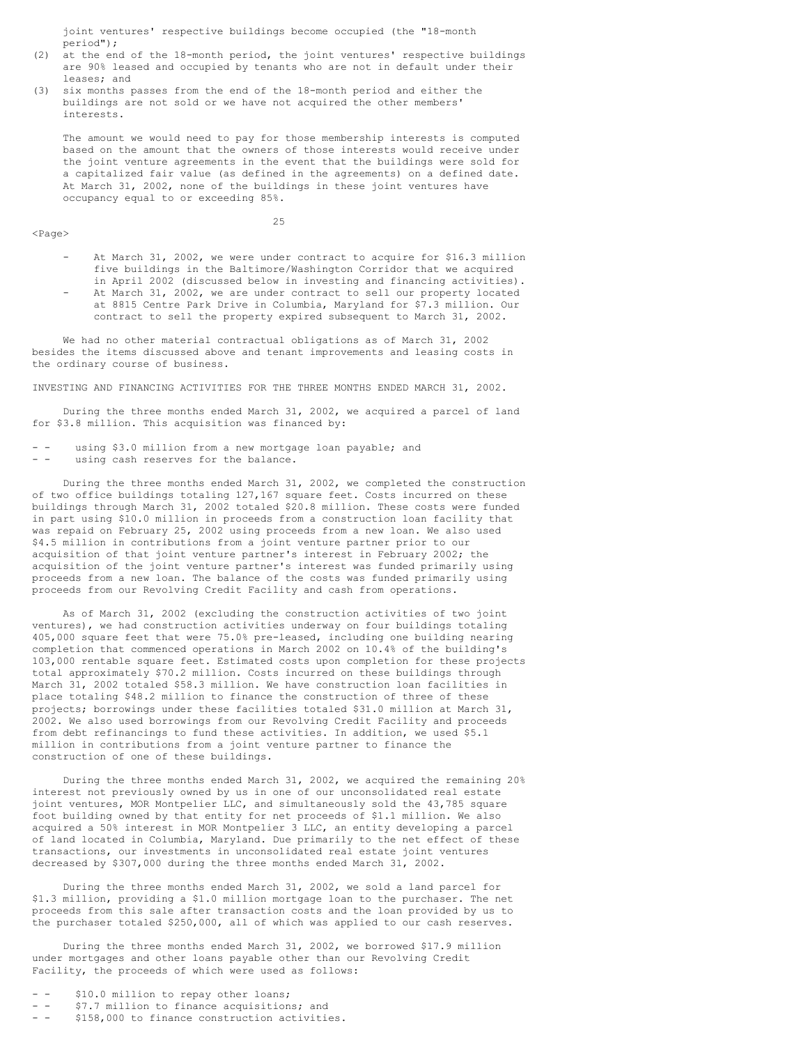joint ventures' respective buildings become occupied (the "18-month period");

(2) at the end of the 18-month period, the joint ventures' respective buildings are 90% leased and occupied by tenants who are not in default under their leases; and

(3) six months passes from the end of the 18-month period and either the buildings are not sold or we have not acquired the other members' interests.

The amount we would need to pay for those membership interests is computed based on the amount that the owners of those interests would receive under the joint venture agreements in the event that the buildings were sold for a capitalized fair value (as defined in the agreements) on a defined date. At March 31, 2002, none of the buildings in these joint ventures have occupancy equal to or exceeding 85%.

- At March 31, 2002, we were under contract to acquire for $16.3 million five buildings in the Baltimore/Washington Corridor that we acquired in April 2002 (discussed below in investing and financing activities).
- At March 31, 2002, we are under contract to sell our property located at 8815 Centre Park Drive in Columbia, Maryland for $7.3 million. Our contract to sell the property expired subsequent to March 31, 2002.

We had no other material contractual obligations as of March 31, 2002 besides the items discussed above and tenant improvements and leasing costs in the ordinary course of business.

INVESTING AND FINANCING ACTIVITIES FOR THE THREE MONTHS ENDED MARCH 31, 2002.

During the three months ended March 31, 2002, we acquired a parcel of land for $3.8 million. This acquisition was financed by:

- using $3.0 million from a new mortgage loan payable; and
- using cash reserves for the balance.

During the three months ended March 31, 2002, we completed the construction of two office buildings totaling 127,167 square feet. Costs incurred on these buildings through March 31, 2002 totaled $20.8 million. These costs were funded in part using $10.0 million in proceeds from a construction loan facility that was repaid on February 25, 2002 using proceeds from a new loan. We also used $4.5 million in contributions from a joint venture partner prior to our acquisition of that joint venture partner's interest in February 2002; the acquisition of the joint venture partner's interest was funded primarily using proceeds from a new loan. The balance of the costs was funded primarily using proceeds from our Revolving Credit Facility and cash from operations.

As of March 31, 2002 (excluding the construction activities of two joint ventures), we had construction activities underway on four buildings totaling 405,000 square feet that were 75.0% pre-leased, including one building nearing completion that commenced operations in March 2002 on 10.4% of the building's 103,000 rentable square feet. Estimated costs upon completion for these projects total approximately $70.2 million. Costs incurred on these buildings through March 31, 2002 totaled $58.3 million. We have construction loan facilities in place totaling $48.2 million to finance the construction of three of these projects; borrowings under these facilities totaled $31.0 million at March 31, 2002. We also used borrowings from our Revolving Credit Facility and proceeds from debt refinancings to fund these activities. In addition, we used $5.1 million in contributions from a joint venture partner to finance the construction of one of these buildings.

During the three months ended March 31, 2002, we acquired the remaining 20% interest not previously owned by us in one of our unconsolidated real estate joint ventures, MOR Montpelier LLC, and simultaneously sold the 43,785 square foot building owned by that entity for net proceeds of $1.1 million. We also acquired a 50% interest in MOR Montpelier 3 LLC, an entity developing a parcel of land located in Columbia, Maryland. Due primarily to the net effect of these transactions, our investments in unconsolidated real estate joint ventures decreased by $307,000 during the three months ended March 31, 2002.

During the three months ended March 31, 2002, we sold a land parcel for $1.3 million, providing a $1.0 million mortgage loan to the purchaser. The net proceeds from this sale after transaction costs and the loan provided by us to the purchaser totaled $250,000, all of which was applied to our cash reserves.

During the three months ended March 31, 2002, we borrowed $17.9 million under mortgages and other loans payable other than our Revolving Credit Facility, the proceeds of which were used as follows:

- $10.0 million to repay other loans;
- $7.7 million to finance acquisitions; and
- $158,000 to finance construction activities.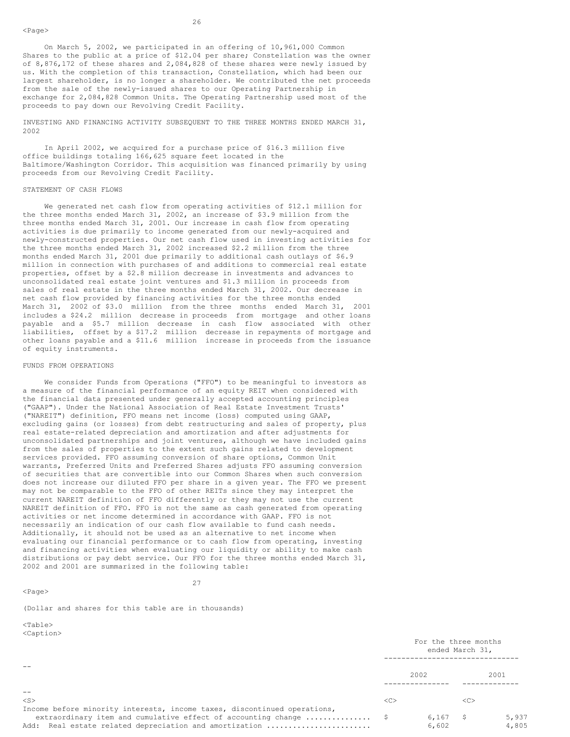On March 5, 2002, we participated in an offering of 10,961,000 Common Shares to the public at a price of $12.04 per share; Constellation was the owner of 8,876,172 of these shares and 2,084,828 of these shares were newly issued by us. With the completion of this transaction, Constellation, which had been our largest shareholder, is no longer a shareholder. We contributed the net proceeds from the sale of the newly-issued shares to our Operating Partnership in exchange for 2,084,828 Common Units. The Operating Partnership used most of the proceeds to pay down our Revolving Credit Facility.

INVESTING AND FINANCING ACTIVITY SUBSEQUENT TO THE THREE MONTHS ENDED MARCH 31, 2002

In April 2002, we acquired for a purchase price of $16.3 million five office buildings totaling 166,625 square feet located in the Baltimore/Washington Corridor. This acquisition was financed primarily by using proceeds from our Revolving Credit Facility.

STATEMENT OF CASH FLOWS

We generated net cash flow from operating activities of $12.1 million for the three months ended March 31, 2002, an increase of $3.9 million from the three months ended March 31, 2001. Our increase in cash flow from operating activities is due primarily to income generated from our newly-acquired and newly-constructed properties. Our net cash flow used in investing activities for the three months ended March 31, 2002 increased $2.2 million from the three months ended March 31, 2001 due primarily to additional cash outlays of $6.9 million in connection with purchases of and additions to commercial real estate properties, offset by a $2.8 million decrease in investments and advances to unconsolidated real estate joint ventures and $1.3 million in proceeds from sales of real estate in the three months ended March 31, 2002. Our decrease in net cash flow provided by financing activities for the three months ended March 31, 2002 of $3.0 million from the three months ended March 31, 2001 includes a $24.2 million decrease in proceeds from mortgage and other loans payable and a $5.7 million decrease in cash flow associated with other liabilities, offset by a $17.2 million decrease in repayments of mortgage and other loans payable and a $11.6 million increase in proceeds from the issuance of equity instruments.

FUNDS FROM OPERATIONS

We consider Funds from Operations ("FFO") to be meaningful to investors as a measure of the financial performance of an equity REIT when considered with the financial data presented under generally accepted accounting principles ("GAAP"). Under the National Association of Real Estate Investment Trusts' ("NAREIT") definition, FFO means net income (loss) computed using GAAP, excluding gains (or losses) from debt restructuring and sales of property, plus real estate-related depreciation and amortization and after adjustments for unconsolidated partnerships and joint ventures, although we have included gains from the sales of properties to the extent such gains related to development services provided. FFO assuming conversion of share options, Common Unit warrants, Preferred Units and Preferred Shares adjusts FFO assuming conversion of securities that are convertible into our Common Shares when such conversion does not increase our diluted FFO per share in a given year. The FFO we present may not be comparable to the FFO of other REITs since they may interpret the current NAREIT definition of FFO differently or they may not use the current NAREIT definition of FFO. FFO is not the same as cash generated from operating activities or net income determined in accordance with GAAP. FFO is not necessarily an indication of our cash flow available to fund cash needs. Additionally, it should not be used as an alternative to net income when evaluating our financial performance or to cash flow from operating, investing and financing activities when evaluating our liquidity or ability to make cash distributions or pay debt service. Our FFO for the three months ended March 31, 2002 and 2001 are summarized in the following table:

(Dollar and shares for this table are in thousands)

| | For the three months ended March 31, | |
|---|---|---|
| | 2002 | 2001 |
| Income before minority interests, income taxes, discontinued operations, extraordinary item and cumulative effect of accounting change | $ 6,167 | $ 5,937 |
| Add: Real estate related depreciation and amortization | 6,602 | 4,805 |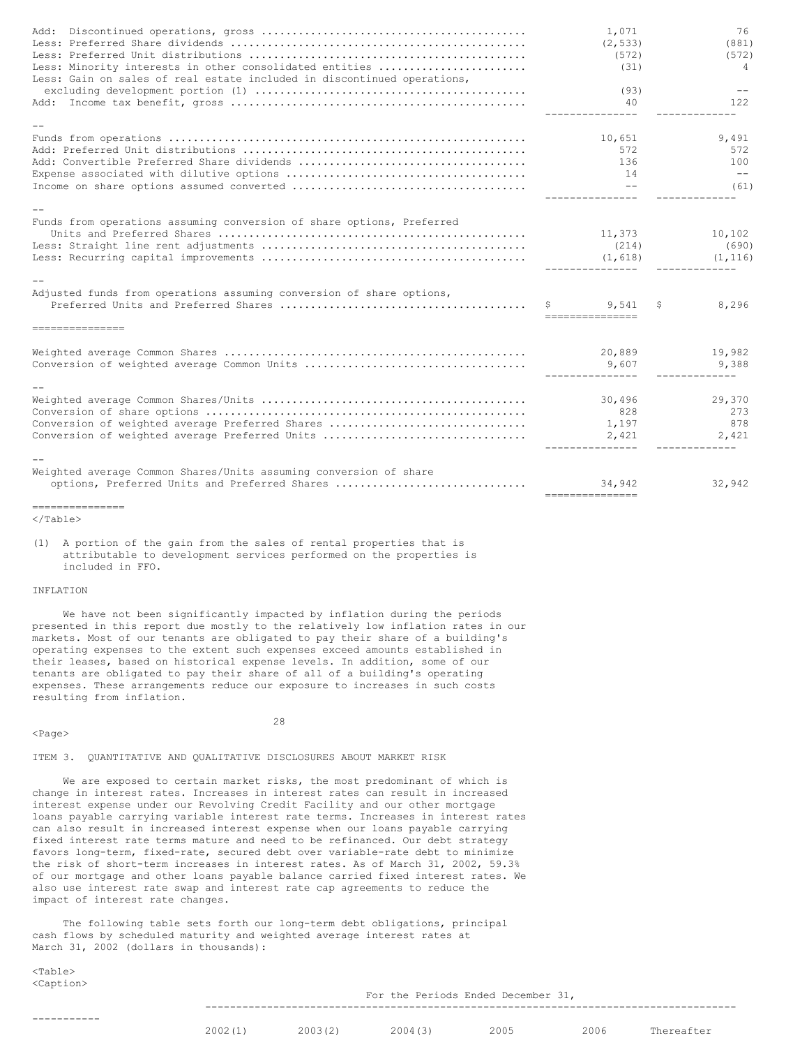| | | |
|---|---|---|
| Add: Discontinued operations, gross | 1,071 | 76 |
| Less: Preferred Share dividends | (2,533) | (881) |
| Less: Preferred Unit distributions | (572) | (572) |
| Less: Minority interests in other consolidated entities | (31) | 4 |
| Less: Gain on sales of real estate included in discontinued operations, excluding development portion (1) | (93) | -- |
| Add: Income tax benefit, gross | 40 | 122 |
| Funds from operations | 10,651 | 9,491 |
| Add: Preferred Unit distributions | 572 | 572 |
| Add: Convertible Preferred Share dividends | 136 | 100 |
| Expense associated with dilutive options | 14 | -- |
| Income on share options assumed converted | -- | (61) |
| Funds from operations assuming conversion of share options, Preferred Units and Preferred Shares | 11,373 | 10,102 |
| Less: Straight line rent adjustments | (214) | (690) |
| Less: Recurring capital improvements | (1,618) | (1,116) |
| Adjusted funds from operations assuming conversion of share options, Preferred Units and Preferred Shares | $ 9,541 | $ 8,296 |
| Weighted average Common Shares | 20,889 | 19,982 |
| Conversion of weighted average Common Units | 9,607 | 9,388 |
| Weighted average Common Shares/Units | 30,496 | 29,370 |
| Conversion of share options | 828 | 273 |
| Conversion of weighted average Preferred Shares | 1,197 | 878 |
| Conversion of weighted average Preferred Units | 2,421 | 2,421 |
| Weighted average Common Shares/Units assuming conversion of share options, Preferred Units and Preferred Shares | 34,942 | 32,942 |

(1) A portion of the gain from the sales of rental properties that is attributable to development services performed on the properties is included in FFO.

INFLATION

We have not been significantly impacted by inflation during the periods presented in this report due mostly to the relatively low inflation rates in our markets. Most of our tenants are obligated to pay their share of a building's operating expenses to the extent such expenses exceed amounts established in their leases, based on historical expense levels. In addition, some of our tenants are obligated to pay their share of all of a building's operating expenses. These arrangements reduce our exposure to increases in such costs resulting from inflation.

## ITEM 3. QUANTITATIVE AND QUALITATIVE DISCLOSURES ABOUT MARKET RISK

We are exposed to certain market risks, the most predominant of which is change in interest rates. Increases in interest rates can result in increased interest expense under our Revolving Credit Facility and our other mortgage loans payable carrying variable interest rate terms. Increases in interest rates can also result in increased interest expense when our loans payable carrying fixed interest rate terms mature and need to be refinanced. Our debt strategy favors long-term, fixed-rate, secured debt over variable-rate debt to minimize the risk of short-term increases in interest rates. As of March 31, 2002, 59.3% of our mortgage and other loans payable balance carried fixed interest rates. We also use interest rate swap and interest rate cap agreements to reduce the impact of interest rate changes.

The following table sets forth our long-term debt obligations, principal cash flows by scheduled maturity and weighted average interest rates at March 31, 2002 (dollars in thousands):

| For the Periods Ended December 31, | | | | | |
|---|---|---|---|---|---|
| 2002(1) | 2003(2) | 2004(3) | 2005 | 2006 | Thereafter |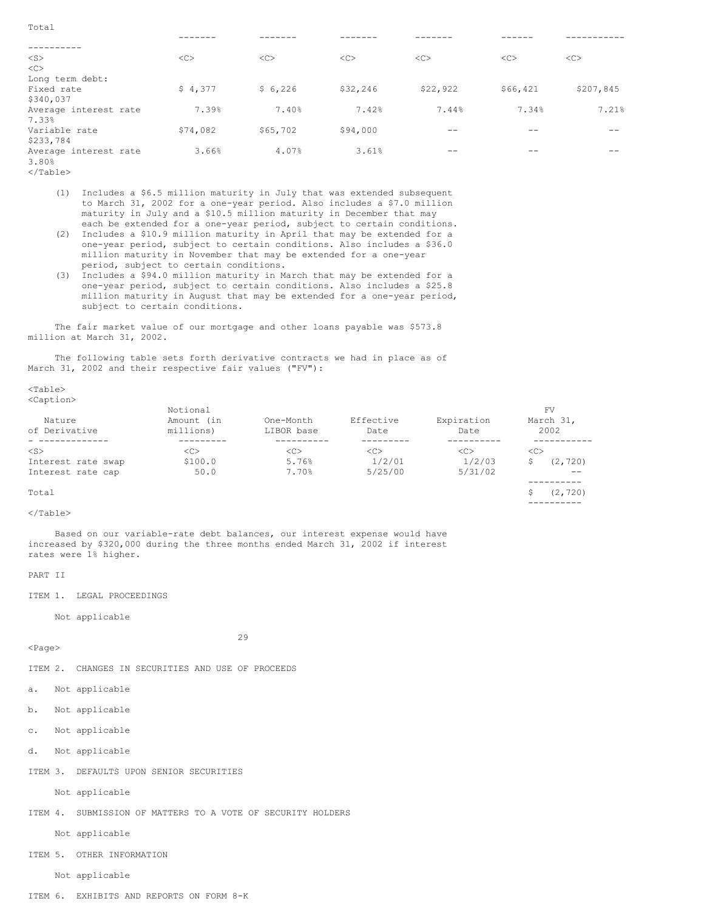| | | | | | | Total |
|---|---|---|---|---|---|---|
| Long term debt: | | | | | | |
| Fixed rate | $ 4,377 | $ 6,226 | $32,246 | $22,922 | $66,421 | $207,845 | $340,037 |
| Average interest rate | 7.39% | 7.40% | 7.42% | 7.44% | 7.34% | 7.21% | 7.33% |
| Variable rate | $74,082 | $65,702 | $94,000 | -- | -- | -- | $233,784 |
| Average interest rate | 3.66% | 4.07% | 3.61% | -- | -- | -- | 3.80% |

(1) Includes a $6.5 million maturity in July that was extended subsequent to March 31, 2002 for a one-year period. Also includes a $7.0 million maturity in July and a $10.5 million maturity in December that may each be extended for a one-year period, subject to certain conditions.

(2) Includes a $10.9 million maturity in April that may be extended for a one-year period, subject to certain conditions. Also includes a $36.0 million maturity in November that may be extended for a one-year period, subject to certain conditions.

(3) Includes a $94.0 million maturity in March that may be extended for a one-year period, subject to certain conditions. Also includes a $25.8 million maturity in August that may be extended for a one-year period, subject to certain conditions.

The fair market value of our mortgage and other loans payable was $573.8 million at March 31, 2002.

The following table sets forth derivative contracts we had in place as of March 31, 2002 and their respective fair values ("FV"):

| Nature of Derivative | Notional Amount (in millions) | One-Month LIBOR base | Effective Date | Expiration Date | FV March 31, 2002 |
|---|---|---|---|---|---|
| Interest rate swap | $100.0 | 5.76% | 1/2/01 | 1/2/03 | $ (2,720) |
| Interest rate cap | 50.0 | 7.70% | 5/25/00 | 5/31/02 | -- |
| Total | | | | | $ (2,720) |

Based on our variable-rate debt balances, our interest expense would have increased by $320,000 during the three months ended March 31, 2002 if interest rates were 1% higher.

PART II

ITEM 1. LEGAL PROCEEDINGS

Not applicable

ITEM 2. CHANGES IN SECURITIES AND USE OF PROCEEDS

a. Not applicable

b. Not applicable

c. Not applicable

d. Not applicable

ITEM 3. DEFAULTS UPON SENIOR SECURITIES

Not applicable

ITEM 4. SUBMISSION OF MATTERS TO A VOTE OF SECURITY HOLDERS

Not applicable

ITEM 5. OTHER INFORMATION

Not applicable

ITEM 6. EXHIBITS AND REPORTS ON FORM 8-K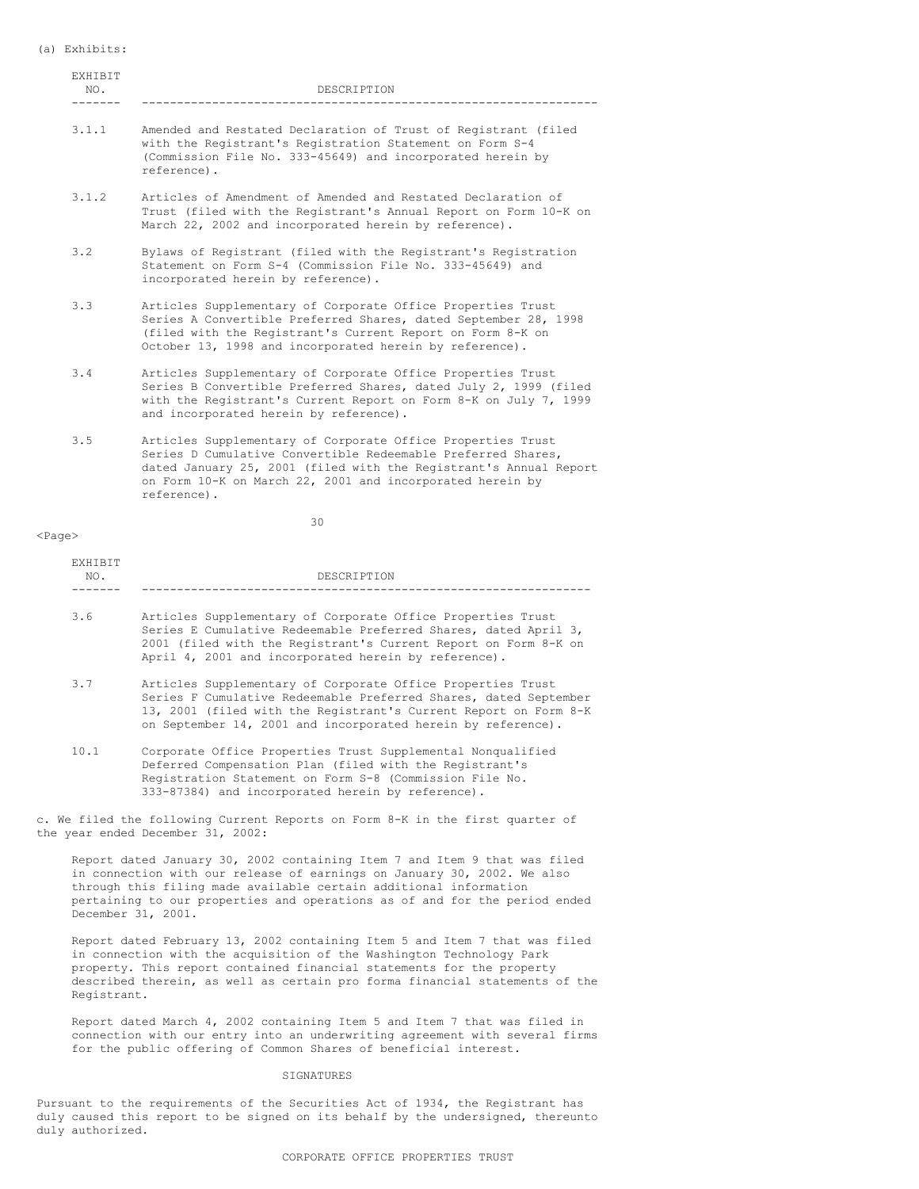(a) Exhibits:

| EXHIBIT NO. | DESCRIPTION |
|---|---|
| 3.1.1 | Amended and Restated Declaration of Trust of Registrant (filed with the Registrant's Registration Statement on Form S-4 (Commission File No. 333-45649) and incorporated herein by reference). |
| 3.1.2 | Articles of Amendment of Amended and Restated Declaration of Trust (filed with the Registrant's Annual Report on Form 10-K on March 22, 2002 and incorporated herein by reference). |
| 3.2 | Bylaws of Registrant (filed with the Registrant's Registration Statement on Form S-4 (Commission File No. 333-45649) and incorporated herein by reference). |
| 3.3 | Articles Supplementary of Corporate Office Properties Trust Series A Convertible Preferred Shares, dated September 28, 1998 (filed with the Registrant's Current Report on Form 8-K on October 13, 1998 and incorporated herein by reference). |
| 3.4 | Articles Supplementary of Corporate Office Properties Trust Series B Convertible Preferred Shares, dated July 2, 1999 (filed with the Registrant's Current Report on Form 8-K on July 7, 1999 and incorporated herein by reference). |
| 3.5 | Articles Supplementary of Corporate Office Properties Trust Series D Cumulative Convertible Redeemable Preferred Shares, dated January 25, 2001 (filed with the Registrant's Annual Report on Form 10-K on March 22, 2001 and incorporated herein by reference). |
| 3.6 | Articles Supplementary of Corporate Office Properties Trust Series E Cumulative Redeemable Preferred Shares, dated April 3, 2001 (filed with the Registrant's Current Report on Form 8-K on April 4, 2001 and incorporated herein by reference). |
| 3.7 | Articles Supplementary of Corporate Office Properties Trust Series F Cumulative Redeemable Preferred Shares, dated September 13, 2001 (filed with the Registrant's Current Report on Form 8-K on September 14, 2001 and incorporated herein by reference). |
| 10.1 | Corporate Office Properties Trust Supplemental Nonqualified Deferred Compensation Plan (filed with the Registrant's Registration Statement on Form S-8 (Commission File No. 333-87384) and incorporated herein by reference). |

c. We filed the following Current Reports on Form 8-K in the first quarter of the year ended December 31, 2002:

Report dated January 30, 2002 containing Item 7 and Item 9 that was filed in connection with our release of earnings on January 30, 2002. We also through this filing made available certain additional information pertaining to our properties and operations as of and for the period ended December 31, 2001.

Report dated February 13, 2002 containing Item 5 and Item 7 that was filed in connection with the acquisition of the Washington Technology Park property. This report contained financial statements for the property described therein, as well as certain pro forma financial statements of the Registrant.

Report dated March 4, 2002 containing Item 5 and Item 7 that was filed in connection with our entry into an underwriting agreement with several firms for the public offering of Common Shares of beneficial interest.

## SIGNATURES

Pursuant to the requirements of the Securities Act of 1934, the Registrant has duly caused this report to be signed on its behalf by the undersigned, thereunto duly authorized.

CORPORATE OFFICE PROPERTIES TRUST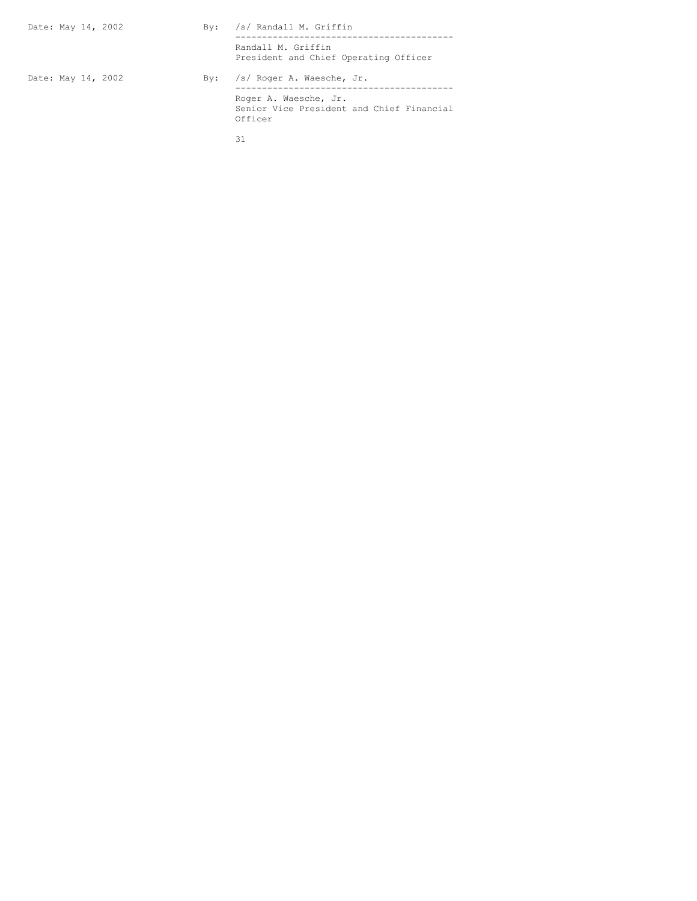| | | |
|---|---|---|
| Date: May 14, 2002 | By: | /s/ Randall M. Griffin |
| | | Randall M. Griffin<br>President and Chief Operating Officer |
| Date: May 14, 2002 | By: | /s/ Roger A. Waesche, Jr. |
| | | Roger A. Waesche, Jr.<br>Senior Vice President and Chief Financial Officer |